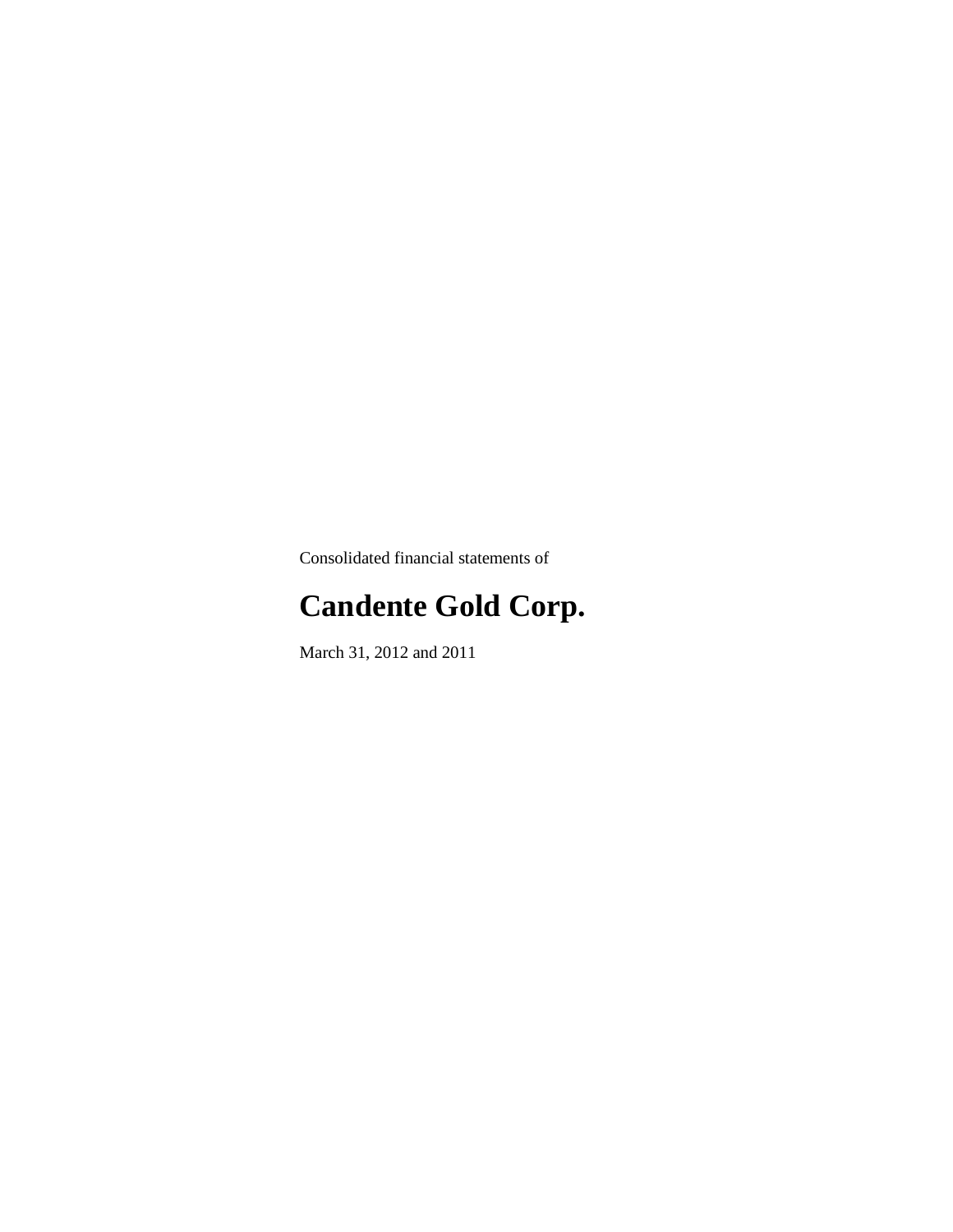Consolidated financial statements of

# Candente Gold Corp.

March 31, 2012 and 2011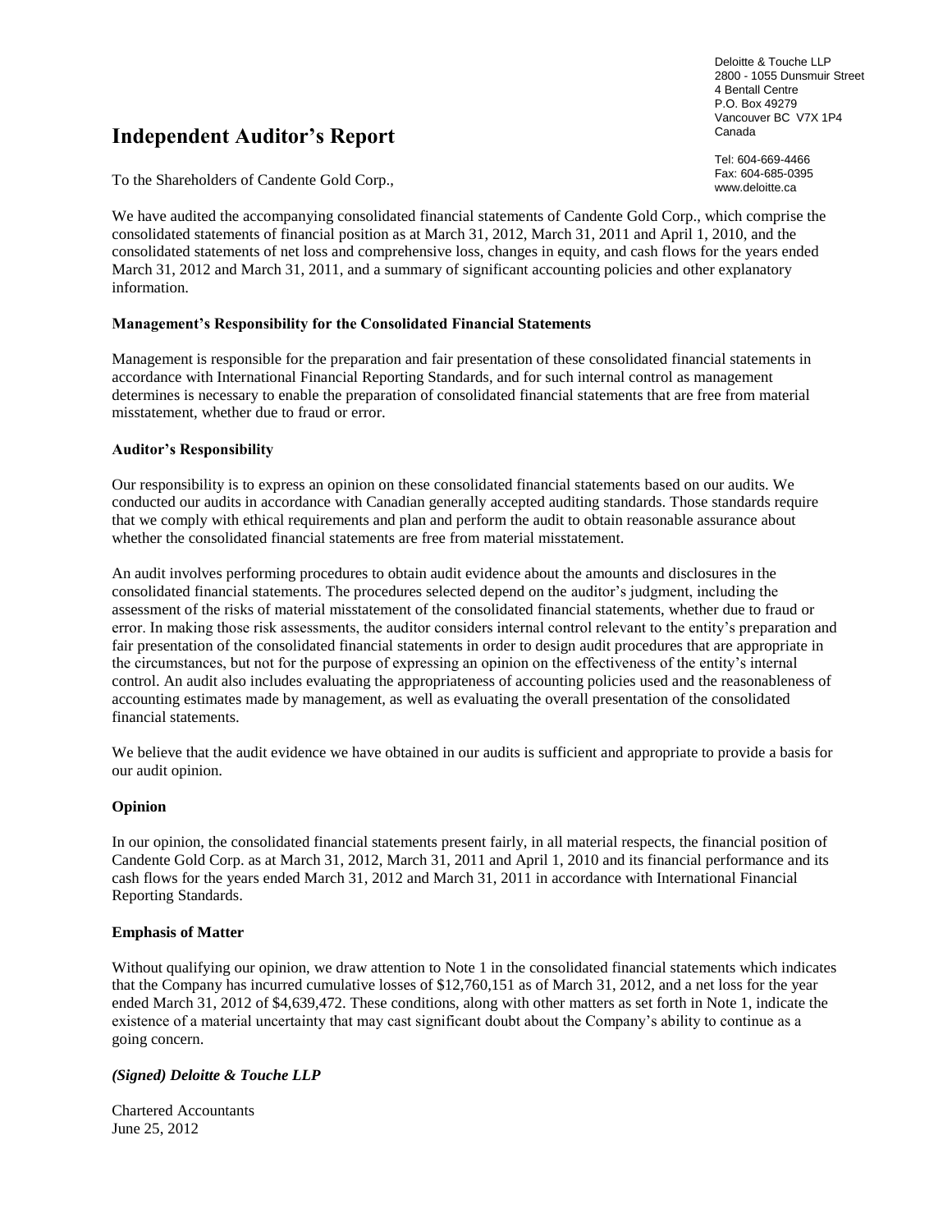Deloitte & Touche LLP
2800 - 1055 Dunsmuir Street
4 Bentall Centre
P.O. Box 49279
Vancouver BC V7X 1P4
Canada

Tel: 604-669-4466
Fax: 604-685-0395
www.deloitte.ca

# Independent Auditor's Report

To the Shareholders of Candente Gold Corp.,

We have audited the accompanying consolidated financial statements of Candente Gold Corp., which comprise the consolidated statements of financial position as at March 31, 2012, March 31, 2011 and April 1, 2010, and the consolidated statements of net loss and comprehensive loss, changes in equity, and cash flows for the years ended March 31, 2012 and March 31, 2011, and a summary of significant accounting policies and other explanatory information.

**Management's Responsibility for the Consolidated Financial Statements**

Management is responsible for the preparation and fair presentation of these consolidated financial statements in accordance with International Financial Reporting Standards, and for such internal control as management determines is necessary to enable the preparation of consolidated financial statements that are free from material misstatement, whether due to fraud or error.

**Auditor's Responsibility**

Our responsibility is to express an opinion on these consolidated financial statements based on our audits. We conducted our audits in accordance with Canadian generally accepted auditing standards. Those standards require that we comply with ethical requirements and plan and perform the audit to obtain reasonable assurance about whether the consolidated financial statements are free from material misstatement.

An audit involves performing procedures to obtain audit evidence about the amounts and disclosures in the consolidated financial statements. The procedures selected depend on the auditor's judgment, including the assessment of the risks of material misstatement of the consolidated financial statements, whether due to fraud or error. In making those risk assessments, the auditor considers internal control relevant to the entity's preparation and fair presentation of the consolidated financial statements in order to design audit procedures that are appropriate in the circumstances, but not for the purpose of expressing an opinion on the effectiveness of the entity's internal control. An audit also includes evaluating the appropriateness of accounting policies used and the reasonableness of accounting estimates made by management, as well as evaluating the overall presentation of the consolidated financial statements.

We believe that the audit evidence we have obtained in our audits is sufficient and appropriate to provide a basis for our audit opinion.

**Opinion**

In our opinion, the consolidated financial statements present fairly, in all material respects, the financial position of Candente Gold Corp. as at March 31, 2012, March 31, 2011 and April 1, 2010 and its financial performance and its cash flows for the years ended March 31, 2012 and March 31, 2011 in accordance with International Financial Reporting Standards.

**Emphasis of Matter**

Without qualifying our opinion, we draw attention to Note 1 in the consolidated financial statements which indicates that the Company has incurred cumulative losses of $12,760,151 as of March 31, 2012, and a net loss for the year ended March 31, 2012 of $4,639,472. These conditions, along with other matters as set forth in Note 1, indicate the existence of a material uncertainty that may cast significant doubt about the Company's ability to continue as a going concern.

***(Signed) Deloitte & Touche LLP***

Chartered Accountants
June 25, 2012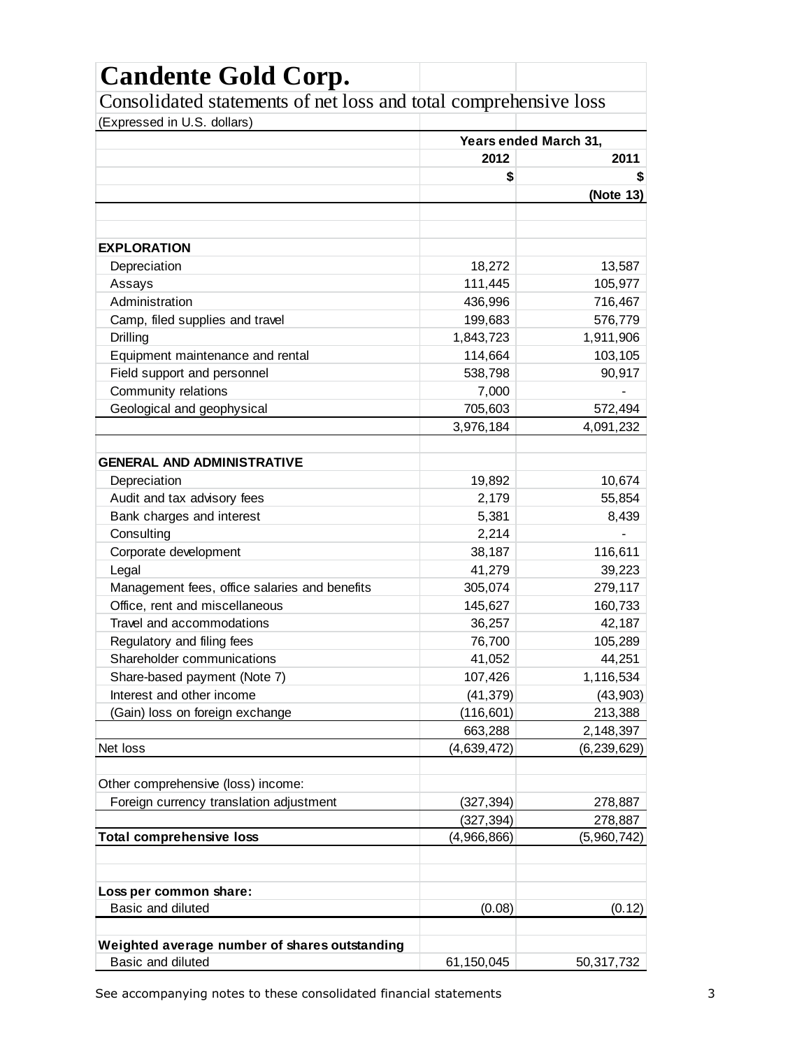# Candente Gold Corp.

## Consolidated statements of net loss and total comprehensive loss

(Expressed in U.S. dollars)

| | Years ended March 31, | |
|---|---|---|
| | 2012 | 2011 |
| | $ | $ |
| | | (Note 13) |
| **EXPLORATION** | | |
| Depreciation | 18,272 | 13,587 |
| Assays | 111,445 | 105,977 |
| Administration | 436,996 | 716,467 |
| Camp, filed supplies and travel | 199,683 | 576,779 |
| Drilling | 1,843,723 | 1,911,906 |
| Equipment maintenance and rental | 114,664 | 103,105 |
| Field support and personnel | 538,798 | 90,917 |
| Community relations | 7,000 | - |
| Geological and geophysical | 705,603 | 572,494 |
| | 3,976,184 | 4,091,232 |
| **GENERAL AND ADMINISTRATIVE** | | |
| Depreciation | 19,892 | 10,674 |
| Audit and tax advisory fees | 2,179 | 55,854 |
| Bank charges and interest | 5,381 | 8,439 |
| Consulting | 2,214 | - |
| Corporate development | 38,187 | 116,611 |
| Legal | 41,279 | 39,223 |
| Management fees, office salaries and benefits | 305,074 | 279,117 |
| Office, rent and miscellaneous | 145,627 | 160,733 |
| Travel and accommodations | 36,257 | 42,187 |
| Regulatory and filing fees | 76,700 | 105,289 |
| Shareholder communications | 41,052 | 44,251 |
| Share-based payment (Note 7) | 107,426 | 1,116,534 |
| Interest and other income | (41,379) | (43,903) |
| (Gain) loss on foreign exchange | (116,601) | 213,388 |
| | 663,288 | 2,148,397 |
| Net loss | (4,639,472) | (6,239,629) |
| Other comprehensive (loss) income: | | |
| Foreign currency translation adjustment | (327,394) | 278,887 |
| | (327,394) | 278,887 |
| **Total comprehensive loss** | (4,966,866) | (5,960,742) |
| **Loss per common share:** | | |
| Basic and diluted | (0.08) | (0.12) |
| **Weighted average number of shares outstanding** | | |
| Basic and diluted | 61,150,045 | 50,317,732 |

See accompanying notes to these consolidated financial statements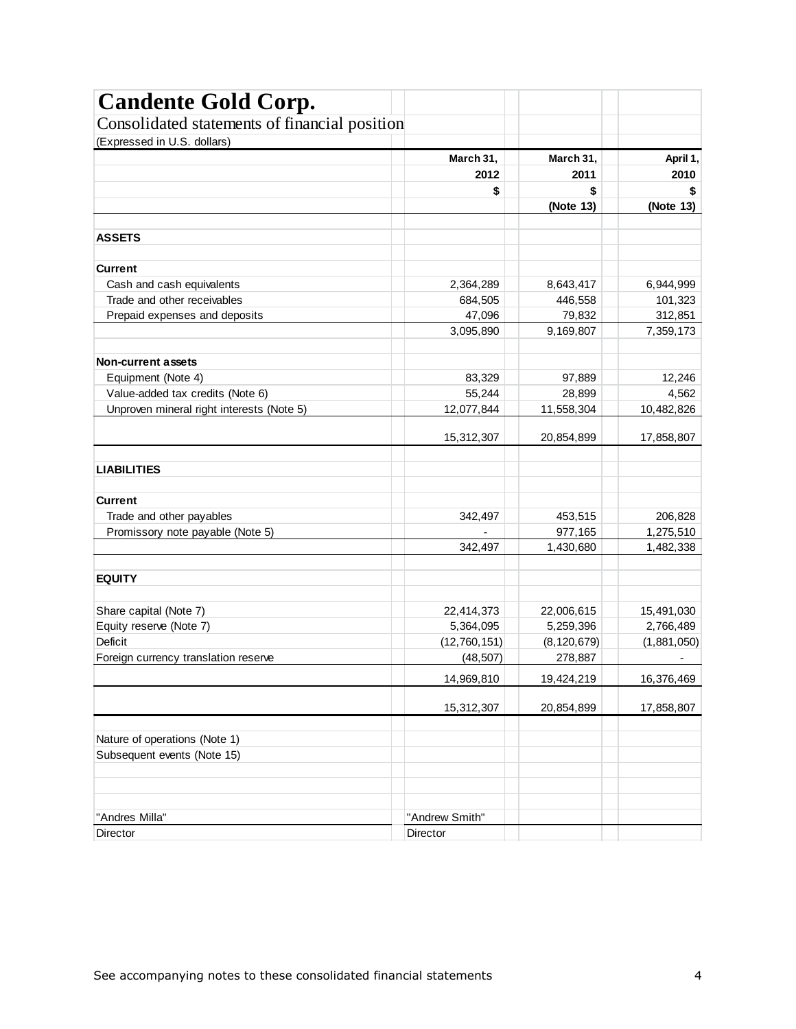# Candente Gold Corp.

## Consolidated statements of financial position

(Expressed in U.S. dollars)

| | March 31, 2012 | March 31, 2011 | April 1, 2010 |
|---|---|---|---|
| | $ | $ | $ |
| | | (Note 13) | (Note 13) |
| **ASSETS** | | | |
| **Current** | | | |
| Cash and cash equivalents | 2,364,289 | 8,643,417 | 6,944,999 |
| Trade and other receivables | 684,505 | 446,558 | 101,323 |
| Prepaid expenses and deposits | 47,096 | 79,832 | 312,851 |
| | 3,095,890 | 9,169,807 | 7,359,173 |
| **Non-current assets** | | | |
| Equipment (Note 4) | 83,329 | 97,889 | 12,246 |
| Value-added tax credits (Note 6) | 55,244 | 28,899 | 4,562 |
| Unproven mineral right interests (Note 5) | 12,077,844 | 11,558,304 | 10,482,826 |
| | 15,312,307 | 20,854,899 | 17,858,807 |
| **LIABILITIES** | | | |
| **Current** | | | |
| Trade and other payables | 342,497 | 453,515 | 206,828 |
| Promissory note payable (Note 5) | - | 977,165 | 1,275,510 |
| | 342,497 | 1,430,680 | 1,482,338 |
| **EQUITY** | | | |
| Share capital (Note 7) | 22,414,373 | 22,006,615 | 15,491,030 |
| Equity reserve (Note 7) | 5,364,095 | 5,259,396 | 2,766,489 |
| Deficit | (12,760,151) | (8,120,679) | (1,881,050) |
| Foreign currency translation reserve | (48,507) | 278,887 | - |
| | 14,969,810 | 19,424,219 | 16,376,469 |
| | 15,312,307 | 20,854,899 | 17,858,807 |

Nature of operations (Note 1)

Subsequent events (Note 15)

| "Andres Milla" | "Andrew Smith" |
|---|---|
| Director | Director |

See accompanying notes to these consolidated financial statements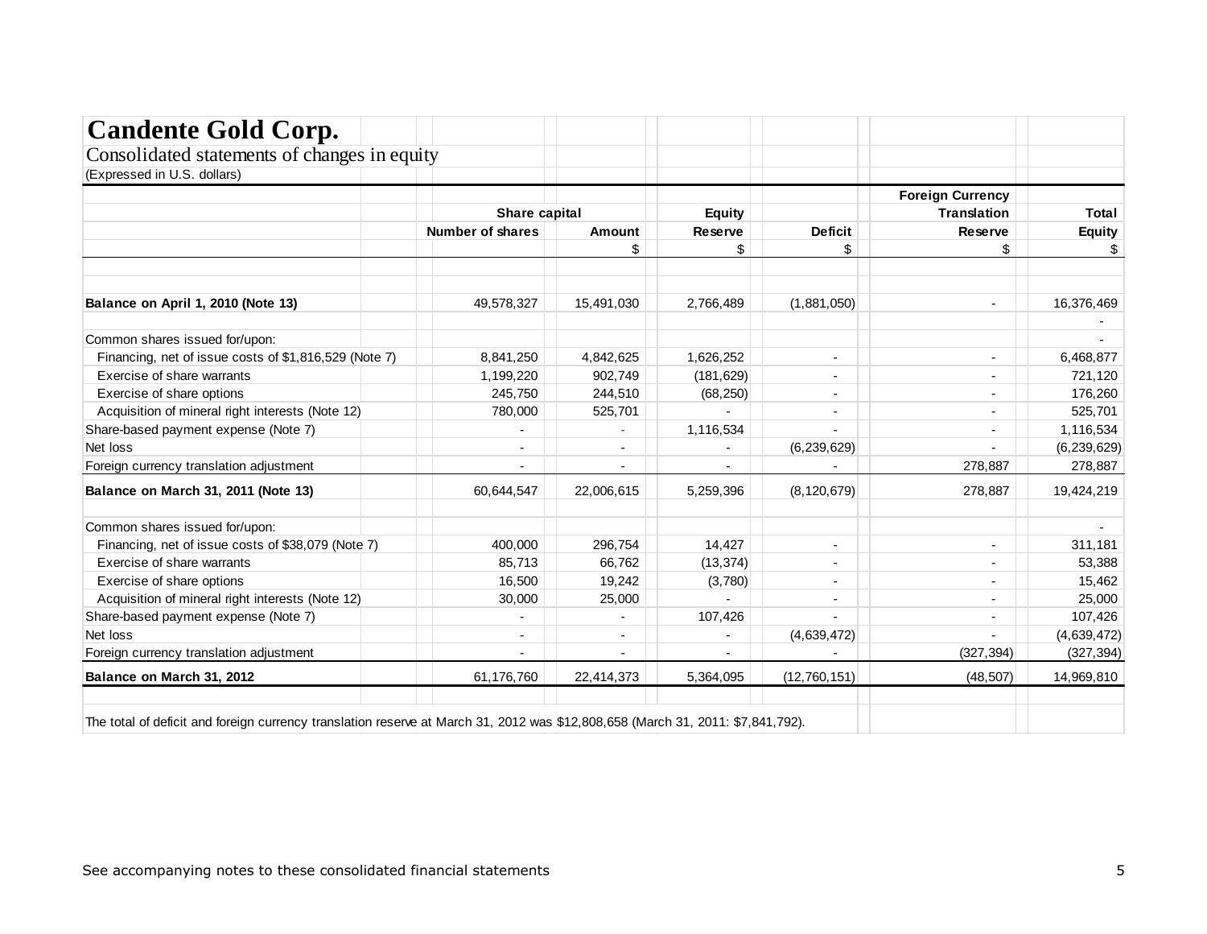# Candente Gold Corp.

## Consolidated statements of changes in equity

(Expressed in U.S. dollars)

| | Share capital | | Equity | | Foreign Currency Translation | Total |
|---|---|---|---|---|---|---|
| | Number of shares | Amount | Reserve | Deficit | Reserve | Equity |
| | | $ | $ | $ | $ | $ |
| **Balance on April 1, 2010 (Note 13)** | 49,578,327 | 15,491,030 | 2,766,489 | (1,881,050) | - | 16,376,469 |
| | | | | | | - |
| Common shares issued for/upon: | | | | | | - |
| Financing, net of issue costs of $1,816,529 (Note 7) | 8,841,250 | 4,842,625 | 1,626,252 | - | - | 6,468,877 |
| Exercise of share warrants | 1,199,220 | 902,749 | (181,629) | - | - | 721,120 |
| Exercise of share options | 245,750 | 244,510 | (68,250) | - | - | 176,260 |
| Acquisition of mineral right interests (Note 12) | 780,000 | 525,701 | - | - | - | 525,701 |
| Share-based payment expense (Note 7) | - | - | 1,116,534 | - | - | 1,116,534 |
| Net loss | - | - | - | (6,239,629) | - | (6,239,629) |
| Foreign currency translation adjustment | - | - | - | - | 278,887 | 278,887 |
| **Balance on March 31, 2011 (Note 13)** | 60,644,547 | 22,006,615 | 5,259,396 | (8,120,679) | 278,887 | 19,424,219 |
| | | | | | | |
| Common shares issued for/upon: | | | | | | - |
| Financing, net of issue costs of $38,079 (Note 7) | 400,000 | 296,754 | 14,427 | - | - | 311,181 |
| Exercise of share warrants | 85,713 | 66,762 | (13,374) | - | - | 53,388 |
| Exercise of share options | 16,500 | 19,242 | (3,780) | - | - | 15,462 |
| Acquisition of mineral right interests (Note 12) | 30,000 | 25,000 | - | - | - | 25,000 |
| Share-based payment expense (Note 7) | - | - | 107,426 | - | - | 107,426 |
| Net loss | - | - | - | (4,639,472) | - | (4,639,472) |
| Foreign currency translation adjustment | - | - | - | - | (327,394) | (327,394) |
| **Balance on March 31, 2012** | 61,176,760 | 22,414,373 | 5,364,095 | (12,760,151) | (48,507) | 14,969,810 |

The total of deficit and foreign currency translation reserve at March 31, 2012 was $12,808,658 (March 31, 2011: $7,841,792).

See accompanying notes to these consolidated financial statements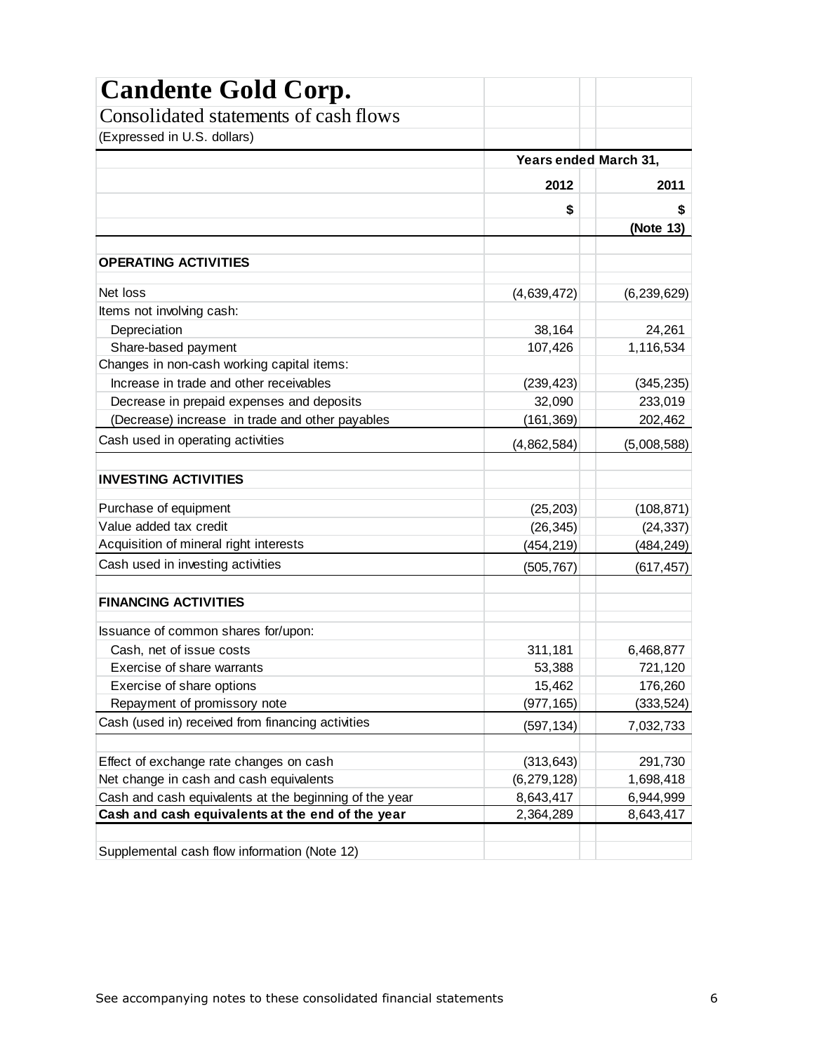# Candente Gold Corp.

## Consolidated statements of cash flows

(Expressed in U.S. dollars)

| | Years ended March 31, | |
|---|---|---|
| | 2012 | 2011 |
| | $ | $ |
| | | (Note 13) |
| **OPERATING ACTIVITIES** | | |
| Net loss | (4,639,472) | (6,239,629) |
| Items not involving cash: | | |
| Depreciation | 38,164 | 24,261 |
| Share-based payment | 107,426 | 1,116,534 |
| Changes in non-cash working capital items: | | |
| Increase in trade and other receivables | (239,423) | (345,235) |
| Decrease in prepaid expenses and deposits | 32,090 | 233,019 |
| (Decrease) increase in trade and other payables | (161,369) | 202,462 |
| Cash used in operating activities | (4,862,584) | (5,008,588) |
| **INVESTING ACTIVITIES** | | |
| Purchase of equipment | (25,203) | (108,871) |
| Value added tax credit | (26,345) | (24,337) |
| Acquisition of mineral right interests | (454,219) | (484,249) |
| Cash used in investing activities | (505,767) | (617,457) |
| **FINANCING ACTIVITIES** | | |
| Issuance of common shares for/upon: | | |
| Cash, net of issue costs | 311,181 | 6,468,877 |
| Exercise of share warrants | 53,388 | 721,120 |
| Exercise of share options | 15,462 | 176,260 |
| Repayment of promissory note | (977,165) | (333,524) |
| Cash (used in) received from financing activities | (597,134) | 7,032,733 |
| Effect of exchange rate changes on cash | (313,643) | 291,730 |
| Net change in cash and cash equivalents | (6,279,128) | 1,698,418 |
| Cash and cash equivalents at the beginning of the year | 8,643,417 | 6,944,999 |
| **Cash and cash equivalents at the end of the year** | 2,364,289 | 8,643,417 |
| Supplemental cash flow information (Note 12) | | |

See accompanying notes to these consolidated financial statements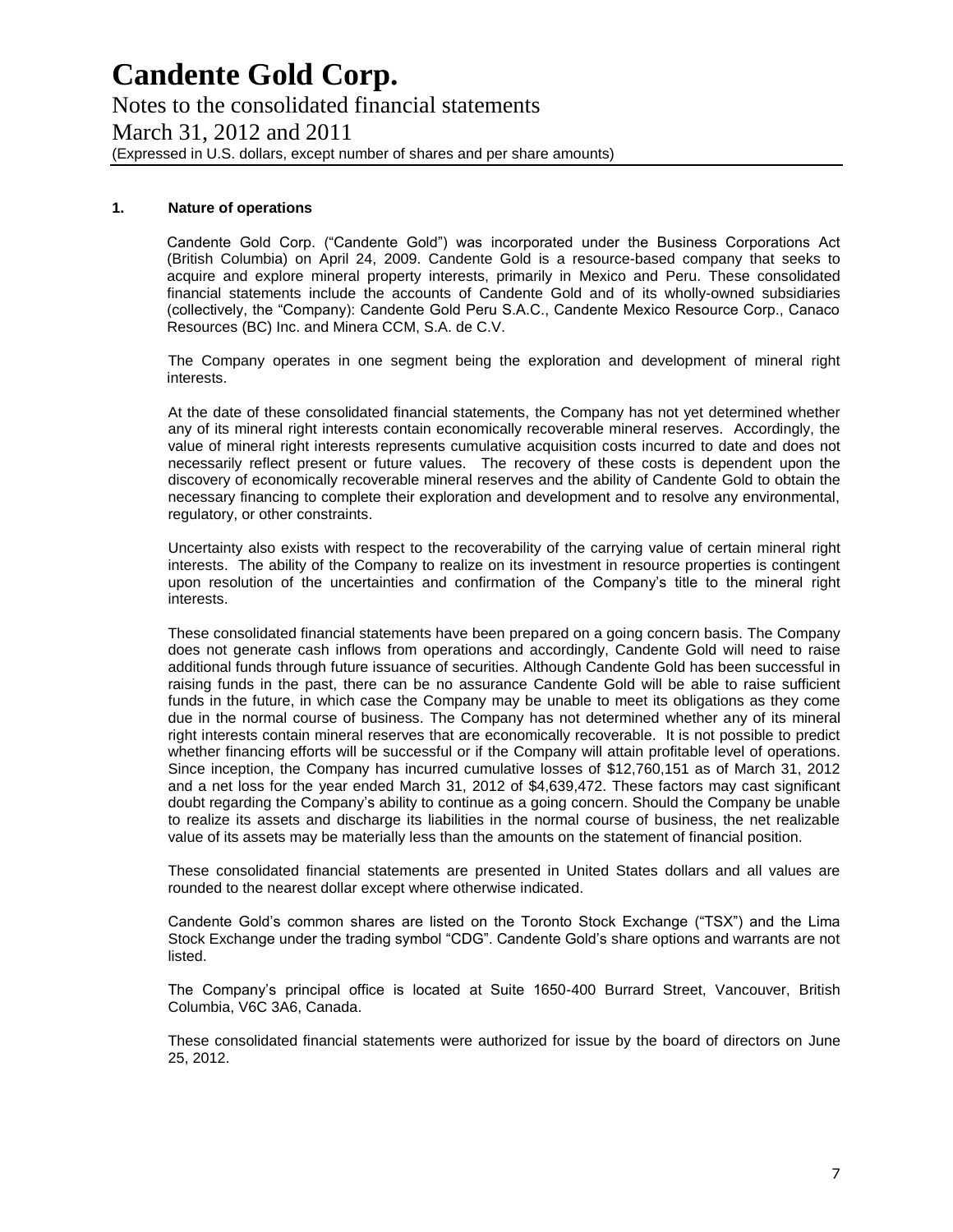# Candente Gold Corp.

Notes to the consolidated financial statements

March 31, 2012 and 2011

(Expressed in U.S. dollars, except number of shares and per share amounts)

**1. Nature of operations**

Candente Gold Corp. ("Candente Gold") was incorporated under the Business Corporations Act (British Columbia) on April 24, 2009. Candente Gold is a resource-based company that seeks to acquire and explore mineral property interests, primarily in Mexico and Peru. These consolidated financial statements include the accounts of Candente Gold and of its wholly-owned subsidiaries (collectively, the "Company): Candente Gold Peru S.A.C., Candente Mexico Resource Corp., Canaco Resources (BC) Inc. and Minera CCM, S.A. de C.V.

The Company operates in one segment being the exploration and development of mineral right interests.

At the date of these consolidated financial statements, the Company has not yet determined whether any of its mineral right interests contain economically recoverable mineral reserves. Accordingly, the value of mineral right interests represents cumulative acquisition costs incurred to date and does not necessarily reflect present or future values. The recovery of these costs is dependent upon the discovery of economically recoverable mineral reserves and the ability of Candente Gold to obtain the necessary financing to complete their exploration and development and to resolve any environmental, regulatory, or other constraints.

Uncertainty also exists with respect to the recoverability of the carrying value of certain mineral right interests. The ability of the Company to realize on its investment in resource properties is contingent upon resolution of the uncertainties and confirmation of the Company's title to the mineral right interests.

These consolidated financial statements have been prepared on a going concern basis. The Company does not generate cash inflows from operations and accordingly, Candente Gold will need to raise additional funds through future issuance of securities. Although Candente Gold has been successful in raising funds in the past, there can be no assurance Candente Gold will be able to raise sufficient funds in the future, in which case the Company may be unable to meet its obligations as they come due in the normal course of business. The Company has not determined whether any of its mineral right interests contain mineral reserves that are economically recoverable. It is not possible to predict whether financing efforts will be successful or if the Company will attain profitable level of operations. Since inception, the Company has incurred cumulative losses of $12,760,151 as of March 31, 2012 and a net loss for the year ended March 31, 2012 of $4,639,472. These factors may cast significant doubt regarding the Company's ability to continue as a going concern. Should the Company be unable to realize its assets and discharge its liabilities in the normal course of business, the net realizable value of its assets may be materially less than the amounts on the statement of financial position.

These consolidated financial statements are presented in United States dollars and all values are rounded to the nearest dollar except where otherwise indicated.

Candente Gold's common shares are listed on the Toronto Stock Exchange ("TSX") and the Lima Stock Exchange under the trading symbol "CDG". Candente Gold's share options and warrants are not listed.

The Company's principal office is located at Suite 1650-400 Burrard Street, Vancouver, British Columbia, V6C 3A6, Canada.

These consolidated financial statements were authorized for issue by the board of directors on June 25, 2012.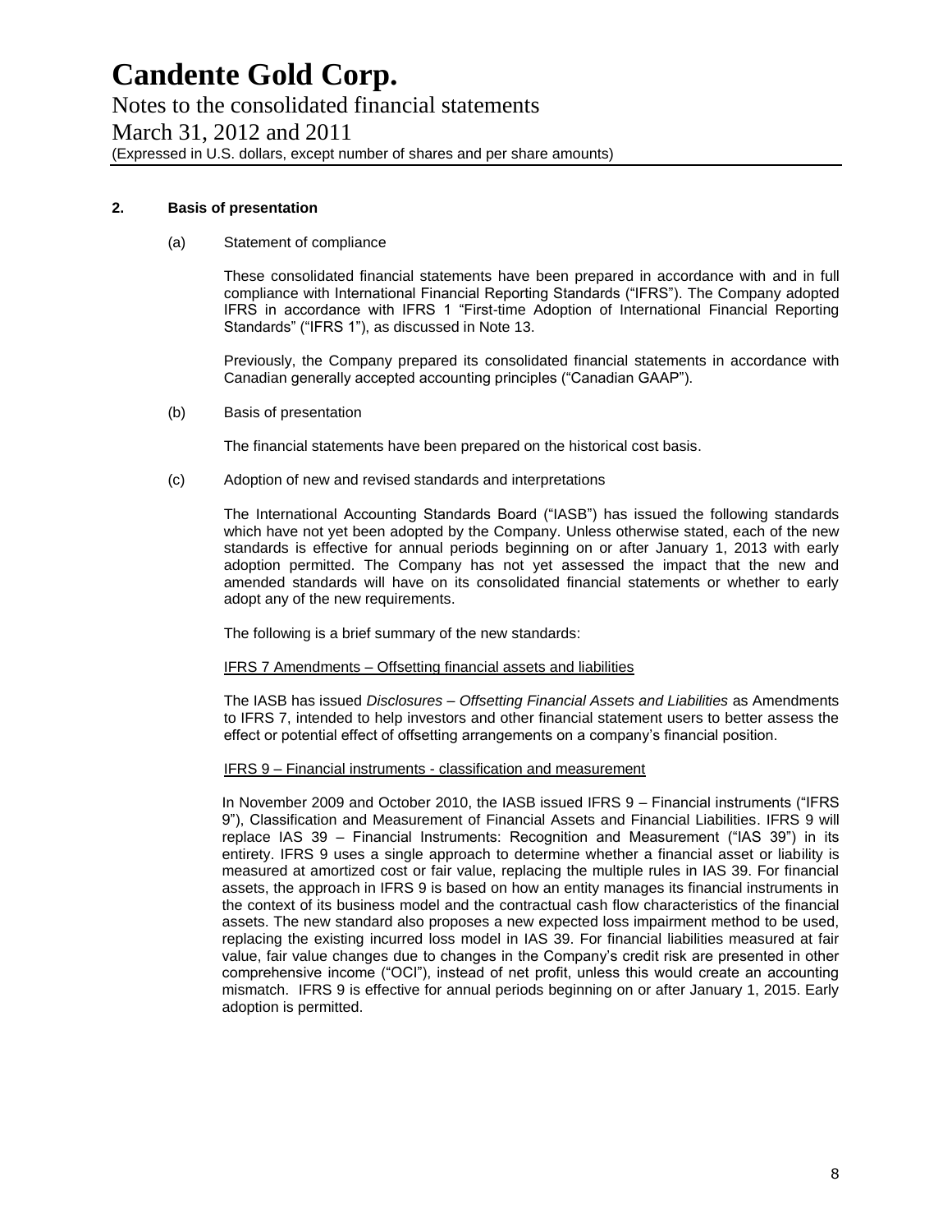## 2. Basis of presentation

(a) Statement of compliance

These consolidated financial statements have been prepared in accordance with and in full compliance with International Financial Reporting Standards ("IFRS"). The Company adopted IFRS in accordance with IFRS 1 "First-time Adoption of International Financial Reporting Standards" ("IFRS 1"), as discussed in Note 13.

Previously, the Company prepared its consolidated financial statements in accordance with Canadian generally accepted accounting principles ("Canadian GAAP").

(b) Basis of presentation

The financial statements have been prepared on the historical cost basis.

(c) Adoption of new and revised standards and interpretations

The International Accounting Standards Board ("IASB") has issued the following standards which have not yet been adopted by the Company. Unless otherwise stated, each of the new standards is effective for annual periods beginning on or after January 1, 2013 with early adoption permitted. The Company has not yet assessed the impact that the new and amended standards will have on its consolidated financial statements or whether to early adopt any of the new requirements.

The following is a brief summary of the new standards:

<u>IFRS 7 Amendments – Offsetting financial assets and liabilities</u>

The IASB has issued *Disclosures – Offsetting Financial Assets and Liabilities* as Amendments to IFRS 7, intended to help investors and other financial statement users to better assess the effect or potential effect of offsetting arrangements on a company's financial position.

<u>IFRS 9 – Financial instruments - classification and measurement</u>

In November 2009 and October 2010, the IASB issued IFRS 9 – Financial instruments ("IFRS 9"), Classification and Measurement of Financial Assets and Financial Liabilities. IFRS 9 will replace IAS 39 – Financial Instruments: Recognition and Measurement ("IAS 39") in its entirety. IFRS 9 uses a single approach to determine whether a financial asset or liability is measured at amortized cost or fair value, replacing the multiple rules in IAS 39. For financial assets, the approach in IFRS 9 is based on how an entity manages its financial instruments in the context of its business model and the contractual cash flow characteristics of the financial assets. The new standard also proposes a new expected loss impairment method to be used, replacing the existing incurred loss model in IAS 39. For financial liabilities measured at fair value, fair value changes due to changes in the Company's credit risk are presented in other comprehensive income ("OCI"), instead of net profit, unless this would create an accounting mismatch. IFRS 9 is effective for annual periods beginning on or after January 1, 2015. Early adoption is permitted.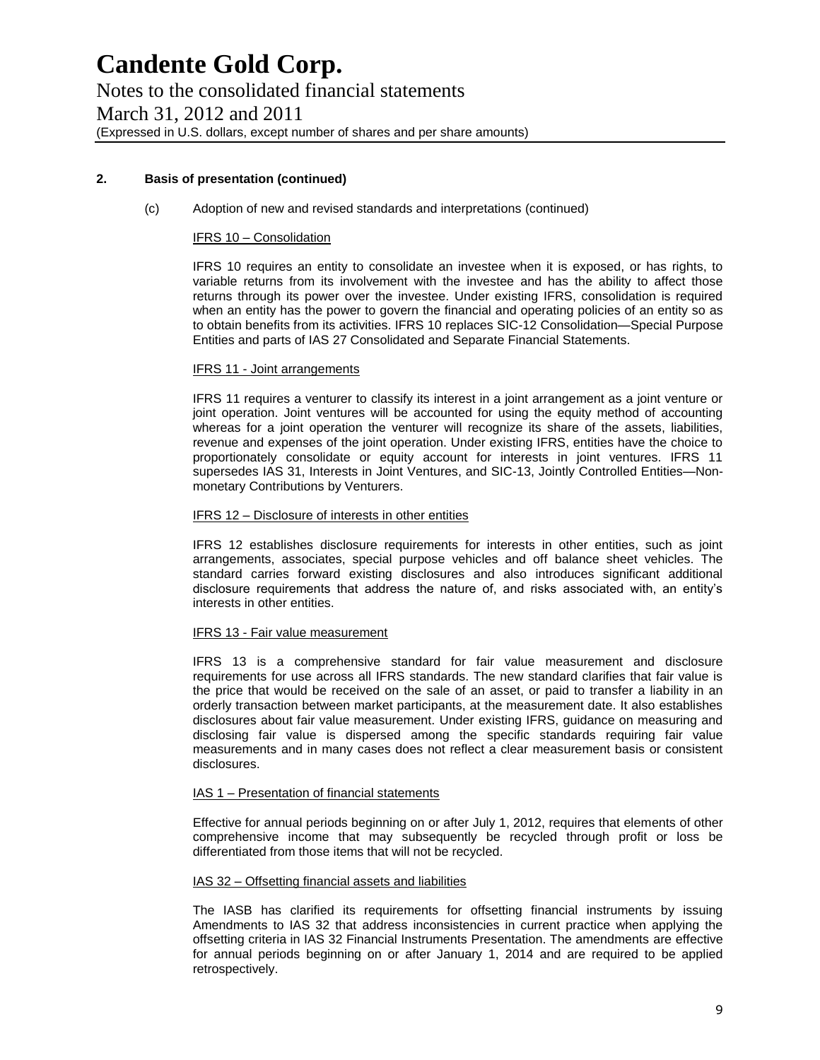**2. Basis of presentation (continued)**

(c) Adoption of new and revised standards and interpretations (continued)

IFRS 10 – Consolidation

IFRS 10 requires an entity to consolidate an investee when it is exposed, or has rights, to variable returns from its involvement with the investee and has the ability to affect those returns through its power over the investee. Under existing IFRS, consolidation is required when an entity has the power to govern the financial and operating policies of an entity so as to obtain benefits from its activities. IFRS 10 replaces SIC-12 Consolidation—Special Purpose Entities and parts of IAS 27 Consolidated and Separate Financial Statements.

IFRS 11 - Joint arrangements

IFRS 11 requires a venturer to classify its interest in a joint arrangement as a joint venture or joint operation. Joint ventures will be accounted for using the equity method of accounting whereas for a joint operation the venturer will recognize its share of the assets, liabilities, revenue and expenses of the joint operation. Under existing IFRS, entities have the choice to proportionately consolidate or equity account for interests in joint ventures. IFRS 11 supersedes IAS 31, Interests in Joint Ventures, and SIC-13, Jointly Controlled Entities—Non-monetary Contributions by Venturers.

IFRS 12 – Disclosure of interests in other entities

IFRS 12 establishes disclosure requirements for interests in other entities, such as joint arrangements, associates, special purpose vehicles and off balance sheet vehicles. The standard carries forward existing disclosures and also introduces significant additional disclosure requirements that address the nature of, and risks associated with, an entity's interests in other entities.

IFRS 13 - Fair value measurement

IFRS 13 is a comprehensive standard for fair value measurement and disclosure requirements for use across all IFRS standards. The new standard clarifies that fair value is the price that would be received on the sale of an asset, or paid to transfer a liability in an orderly transaction between market participants, at the measurement date. It also establishes disclosures about fair value measurement. Under existing IFRS, guidance on measuring and disclosing fair value is dispersed among the specific standards requiring fair value measurements and in many cases does not reflect a clear measurement basis or consistent disclosures.

IAS 1 – Presentation of financial statements

Effective for annual periods beginning on or after July 1, 2012, requires that elements of other comprehensive income that may subsequently be recycled through profit or loss be differentiated from those items that will not be recycled.

IAS 32 – Offsetting financial assets and liabilities

The IASB has clarified its requirements for offsetting financial instruments by issuing Amendments to IAS 32 that address inconsistencies in current practice when applying the offsetting criteria in IAS 32 Financial Instruments Presentation. The amendments are effective for annual periods beginning on or after January 1, 2014 and are required to be applied retrospectively.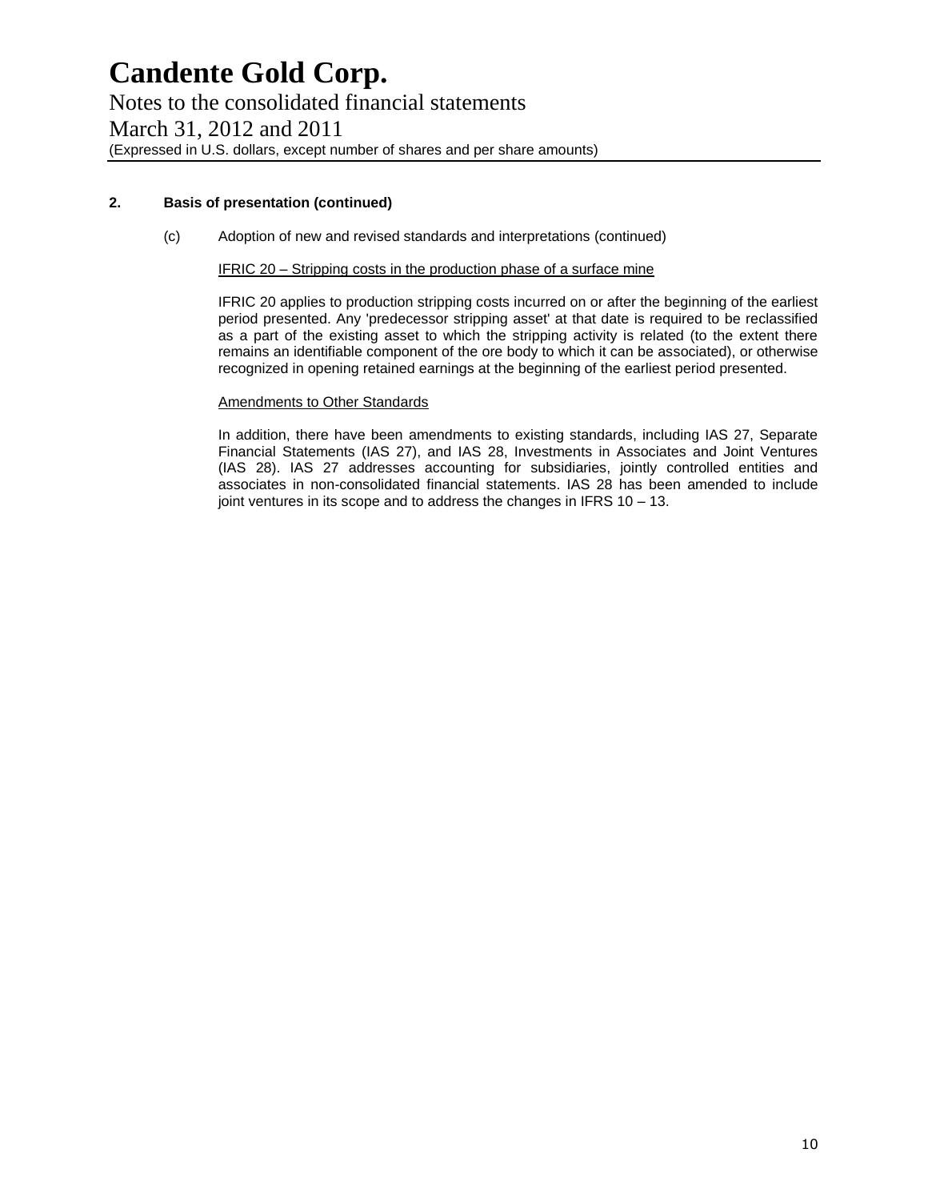# Candente Gold Corp.

Notes to the consolidated financial statements

March 31, 2012 and 2011

(Expressed in U.S. dollars, except number of shares and per share amounts)

**2. Basis of presentation (continued)**

(c) Adoption of new and revised standards and interpretations (continued)

IFRIC 20 – Stripping costs in the production phase of a surface mine

IFRIC 20 applies to production stripping costs incurred on or after the beginning of the earliest period presented. Any 'predecessor stripping asset' at that date is required to be reclassified as a part of the existing asset to which the stripping activity is related (to the extent there remains an identifiable component of the ore body to which it can be associated), or otherwise recognized in opening retained earnings at the beginning of the earliest period presented.

Amendments to Other Standards

In addition, there have been amendments to existing standards, including IAS 27, Separate Financial Statements (IAS 27), and IAS 28, Investments in Associates and Joint Ventures (IAS 28). IAS 27 addresses accounting for subsidiaries, jointly controlled entities and associates in non-consolidated financial statements. IAS 28 has been amended to include joint ventures in its scope and to address the changes in IFRS 10 – 13.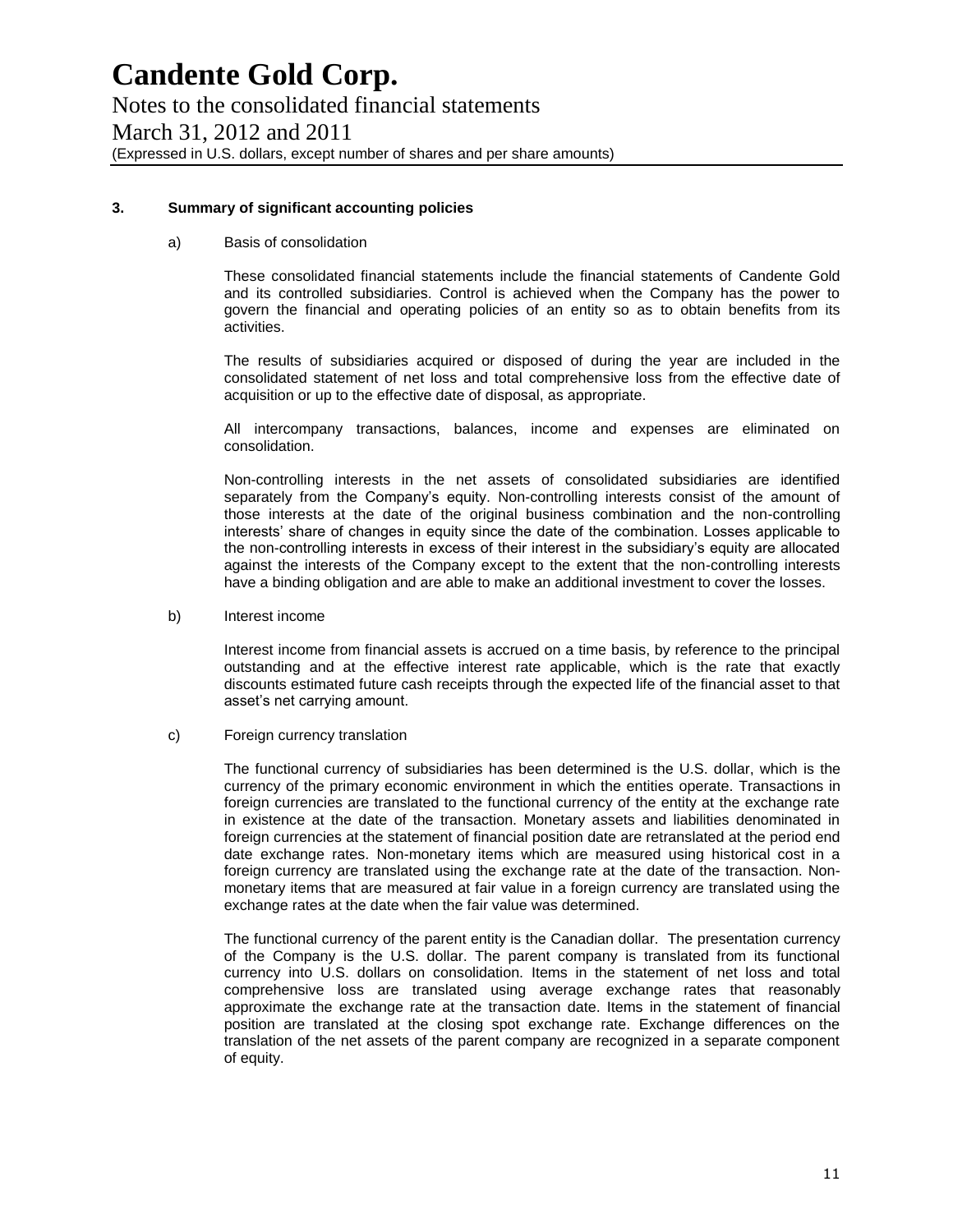# Candente Gold Corp.

Notes to the consolidated financial statements

March 31, 2012 and 2011

(Expressed in U.S. dollars, except number of shares and per share amounts)

## 3. Summary of significant accounting policies

### a) Basis of consolidation

These consolidated financial statements include the financial statements of Candente Gold and its controlled subsidiaries. Control is achieved when the Company has the power to govern the financial and operating policies of an entity so as to obtain benefits from its activities.

The results of subsidiaries acquired or disposed of during the year are included in the consolidated statement of net loss and total comprehensive loss from the effective date of acquisition or up to the effective date of disposal, as appropriate.

All intercompany transactions, balances, income and expenses are eliminated on consolidation.

Non-controlling interests in the net assets of consolidated subsidiaries are identified separately from the Company's equity. Non-controlling interests consist of the amount of those interests at the date of the original business combination and the non-controlling interests' share of changes in equity since the date of the combination. Losses applicable to the non-controlling interests in excess of their interest in the subsidiary's equity are allocated against the interests of the Company except to the extent that the non-controlling interests have a binding obligation and are able to make an additional investment to cover the losses.

### b) Interest income

Interest income from financial assets is accrued on a time basis, by reference to the principal outstanding and at the effective interest rate applicable, which is the rate that exactly discounts estimated future cash receipts through the expected life of the financial asset to that asset's net carrying amount.

### c) Foreign currency translation

The functional currency of subsidiaries has been determined is the U.S. dollar, which is the currency of the primary economic environment in which the entities operate. Transactions in foreign currencies are translated to the functional currency of the entity at the exchange rate in existence at the date of the transaction. Monetary assets and liabilities denominated in foreign currencies at the statement of financial position date are retranslated at the period end date exchange rates. Non-monetary items which are measured using historical cost in a foreign currency are translated using the exchange rate at the date of the transaction. Non-monetary items that are measured at fair value in a foreign currency are translated using the exchange rates at the date when the fair value was determined.

The functional currency of the parent entity is the Canadian dollar. The presentation currency of the Company is the U.S. dollar. The parent company is translated from its functional currency into U.S. dollars on consolidation. Items in the statement of net loss and total comprehensive loss are translated using average exchange rates that reasonably approximate the exchange rate at the transaction date. Items in the statement of financial position are translated at the closing spot exchange rate. Exchange differences on the translation of the net assets of the parent company are recognized in a separate component of equity.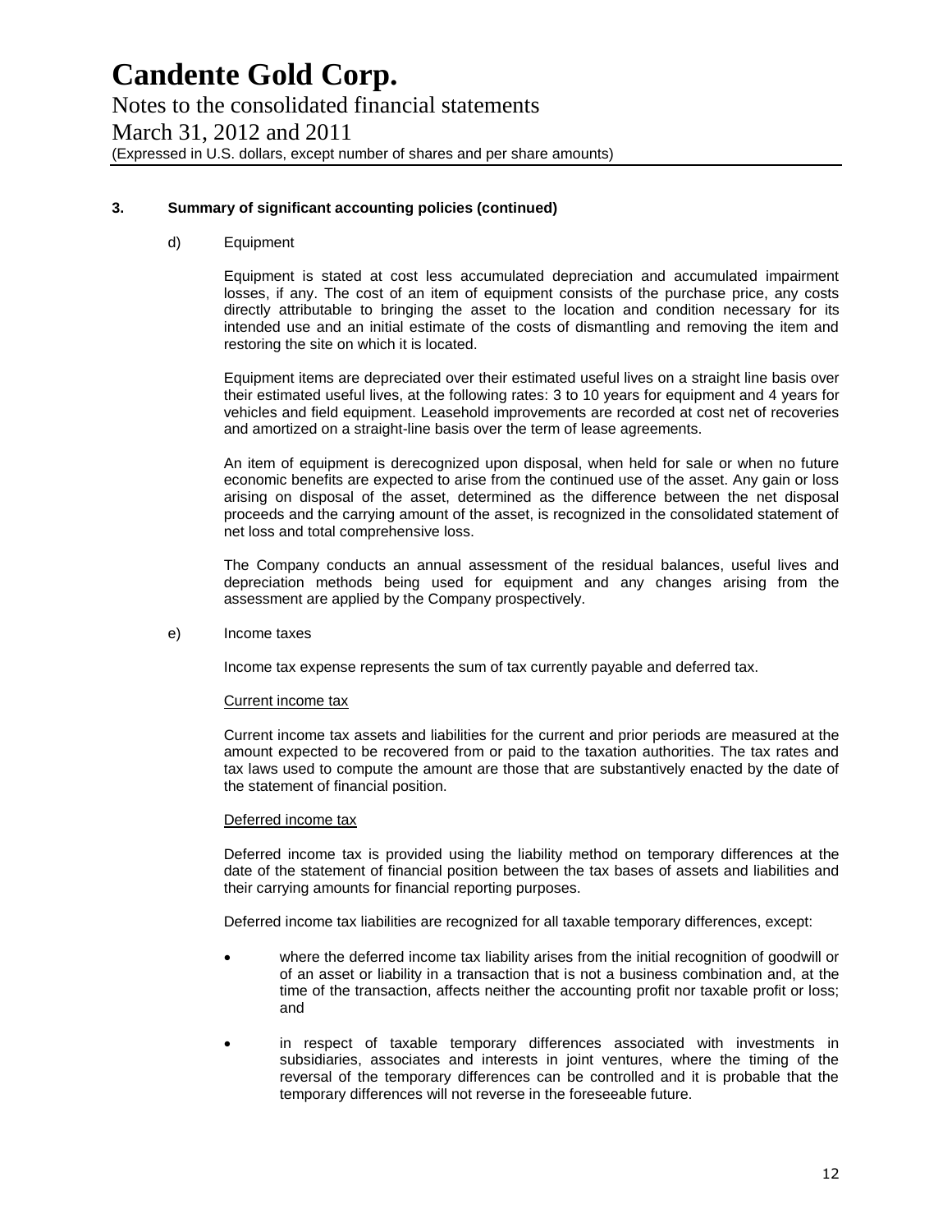### 3. Summary of significant accounting policies (continued)

d) Equipment

Equipment is stated at cost less accumulated depreciation and accumulated impairment losses, if any. The cost of an item of equipment consists of the purchase price, any costs directly attributable to bringing the asset to the location and condition necessary for its intended use and an initial estimate of the costs of dismantling and removing the item and restoring the site on which it is located.

Equipment items are depreciated over their estimated useful lives on a straight line basis over their estimated useful lives, at the following rates: 3 to 10 years for equipment and 4 years for vehicles and field equipment. Leasehold improvements are recorded at cost net of recoveries and amortized on a straight-line basis over the term of lease agreements.

An item of equipment is derecognized upon disposal, when held for sale or when no future economic benefits are expected to arise from the continued use of the asset. Any gain or loss arising on disposal of the asset, determined as the difference between the net disposal proceeds and the carrying amount of the asset, is recognized in the consolidated statement of net loss and total comprehensive loss.

The Company conducts an annual assessment of the residual balances, useful lives and depreciation methods being used for equipment and any changes arising from the assessment are applied by the Company prospectively.

e) Income taxes

Income tax expense represents the sum of tax currently payable and deferred tax.

Current income tax

Current income tax assets and liabilities for the current and prior periods are measured at the amount expected to be recovered from or paid to the taxation authorities. The tax rates and tax laws used to compute the amount are those that are substantively enacted by the date of the statement of financial position.

Deferred income tax

Deferred income tax is provided using the liability method on temporary differences at the date of the statement of financial position between the tax bases of assets and liabilities and their carrying amounts for financial reporting purposes.

Deferred income tax liabilities are recognized for all taxable temporary differences, except:

- where the deferred income tax liability arises from the initial recognition of goodwill or of an asset or liability in a transaction that is not a business combination and, at the time of the transaction, affects neither the accounting profit nor taxable profit or loss; and
- in respect of taxable temporary differences associated with investments in subsidiaries, associates and interests in joint ventures, where the timing of the reversal of the temporary differences can be controlled and it is probable that the temporary differences will not reverse in the foreseeable future.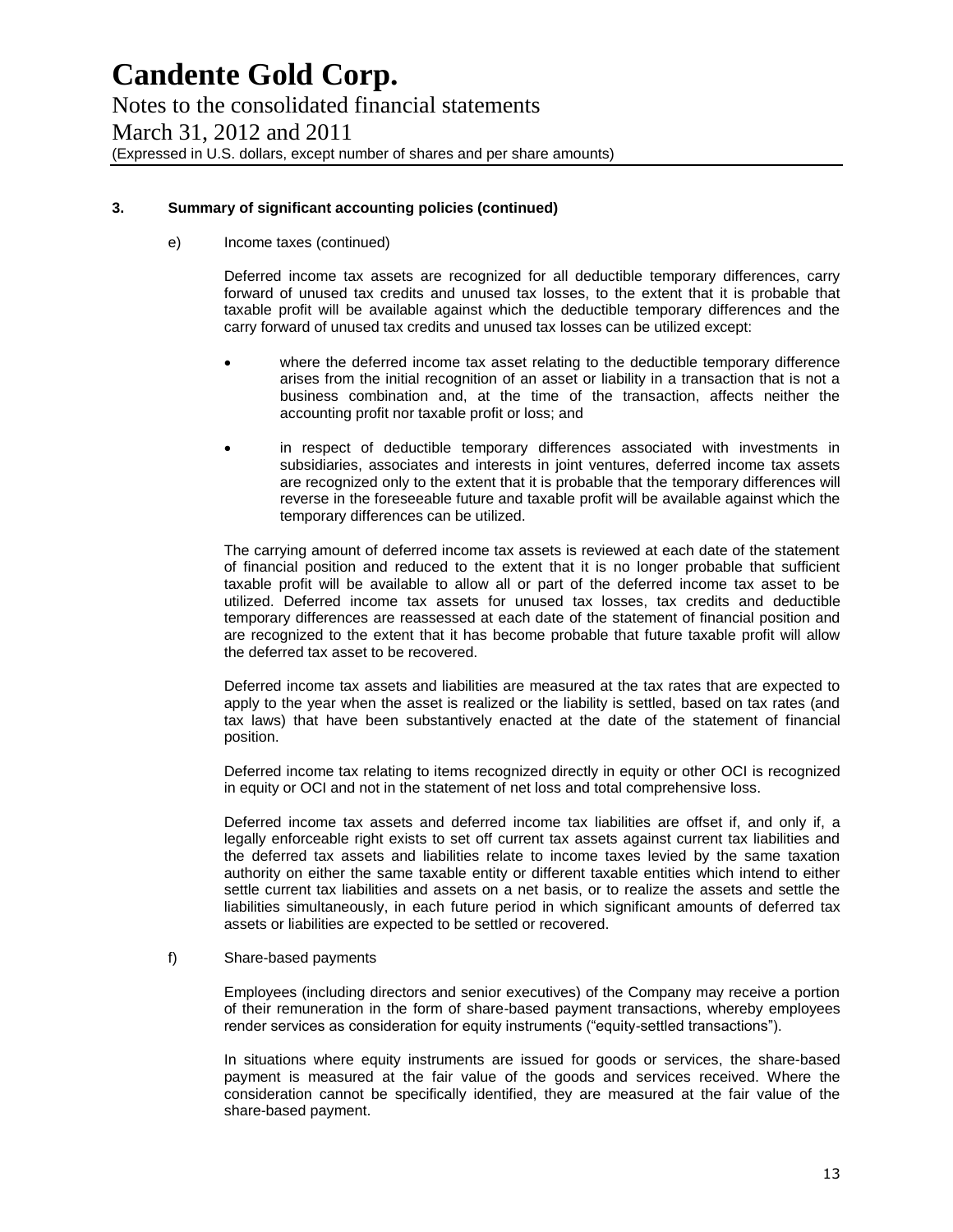### 3. Summary of significant accounting policies (continued)

e) Income taxes (continued)

Deferred income tax assets are recognized for all deductible temporary differences, carry forward of unused tax credits and unused tax losses, to the extent that it is probable that taxable profit will be available against which the deductible temporary differences and the carry forward of unused tax credits and unused tax losses can be utilized except:

- where the deferred income tax asset relating to the deductible temporary difference arises from the initial recognition of an asset or liability in a transaction that is not a business combination and, at the time of the transaction, affects neither the accounting profit nor taxable profit or loss; and
- in respect of deductible temporary differences associated with investments in subsidiaries, associates and interests in joint ventures, deferred income tax assets are recognized only to the extent that it is probable that the temporary differences will reverse in the foreseeable future and taxable profit will be available against which the temporary differences can be utilized.

The carrying amount of deferred income tax assets is reviewed at each date of the statement of financial position and reduced to the extent that it is no longer probable that sufficient taxable profit will be available to allow all or part of the deferred income tax asset to be utilized. Deferred income tax assets for unused tax losses, tax credits and deductible temporary differences are reassessed at each date of the statement of financial position and are recognized to the extent that it has become probable that future taxable profit will allow the deferred tax asset to be recovered.

Deferred income tax assets and liabilities are measured at the tax rates that are expected to apply to the year when the asset is realized or the liability is settled, based on tax rates (and tax laws) that have been substantively enacted at the date of the statement of financial position.

Deferred income tax relating to items recognized directly in equity or other OCI is recognized in equity or OCI and not in the statement of net loss and total comprehensive loss.

Deferred income tax assets and deferred income tax liabilities are offset if, and only if, a legally enforceable right exists to set off current tax assets against current tax liabilities and the deferred tax assets and liabilities relate to income taxes levied by the same taxation authority on either the same taxable entity or different taxable entities which intend to either settle current tax liabilities and assets on a net basis, or to realize the assets and settle the liabilities simultaneously, in each future period in which significant amounts of deferred tax assets or liabilities are expected to be settled or recovered.

f) Share-based payments

Employees (including directors and senior executives) of the Company may receive a portion of their remuneration in the form of share-based payment transactions, whereby employees render services as consideration for equity instruments ("equity-settled transactions").

In situations where equity instruments are issued for goods or services, the share-based payment is measured at the fair value of the goods and services received. Where the consideration cannot be specifically identified, they are measured at the fair value of the share-based payment.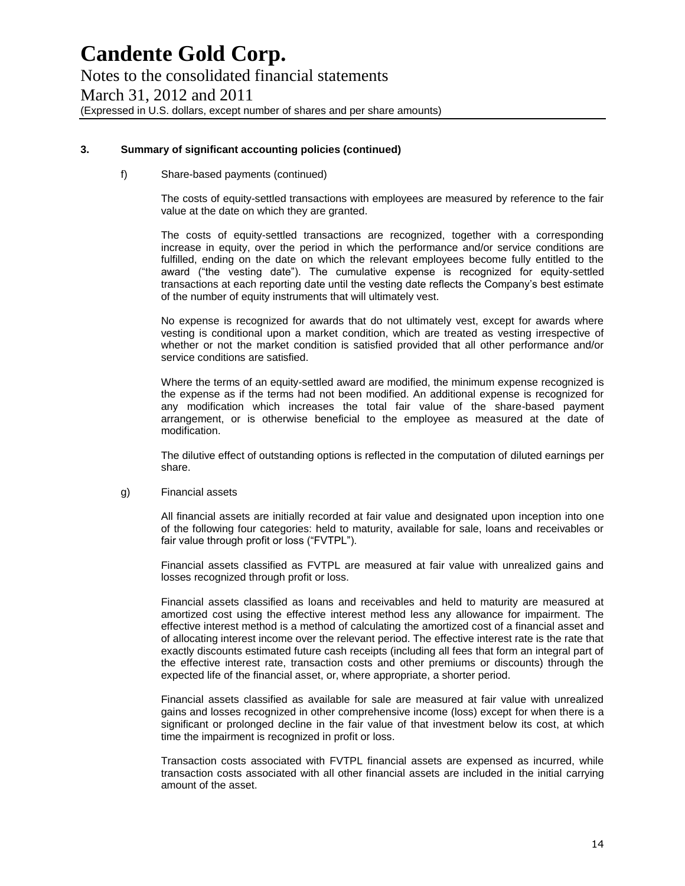### 3. Summary of significant accounting policies (continued)

f) Share-based payments (continued)

The costs of equity-settled transactions with employees are measured by reference to the fair value at the date on which they are granted.

The costs of equity-settled transactions are recognized, together with a corresponding increase in equity, over the period in which the performance and/or service conditions are fulfilled, ending on the date on which the relevant employees become fully entitled to the award ("the vesting date"). The cumulative expense is recognized for equity-settled transactions at each reporting date until the vesting date reflects the Company's best estimate of the number of equity instruments that will ultimately vest.

No expense is recognized for awards that do not ultimately vest, except for awards where vesting is conditional upon a market condition, which are treated as vesting irrespective of whether or not the market condition is satisfied provided that all other performance and/or service conditions are satisfied.

Where the terms of an equity-settled award are modified, the minimum expense recognized is the expense as if the terms had not been modified. An additional expense is recognized for any modification which increases the total fair value of the share-based payment arrangement, or is otherwise beneficial to the employee as measured at the date of modification.

The dilutive effect of outstanding options is reflected in the computation of diluted earnings per share.

g) Financial assets

All financial assets are initially recorded at fair value and designated upon inception into one of the following four categories: held to maturity, available for sale, loans and receivables or fair value through profit or loss ("FVTPL").

Financial assets classified as FVTPL are measured at fair value with unrealized gains and losses recognized through profit or loss.

Financial assets classified as loans and receivables and held to maturity are measured at amortized cost using the effective interest method less any allowance for impairment. The effective interest method is a method of calculating the amortized cost of a financial asset and of allocating interest income over the relevant period. The effective interest rate is the rate that exactly discounts estimated future cash receipts (including all fees that form an integral part of the effective interest rate, transaction costs and other premiums or discounts) through the expected life of the financial asset, or, where appropriate, a shorter period.

Financial assets classified as available for sale are measured at fair value with unrealized gains and losses recognized in other comprehensive income (loss) except for when there is a significant or prolonged decline in the fair value of that investment below its cost, at which time the impairment is recognized in profit or loss.

Transaction costs associated with FVTPL financial assets are expensed as incurred, while transaction costs associated with all other financial assets are included in the initial carrying amount of the asset.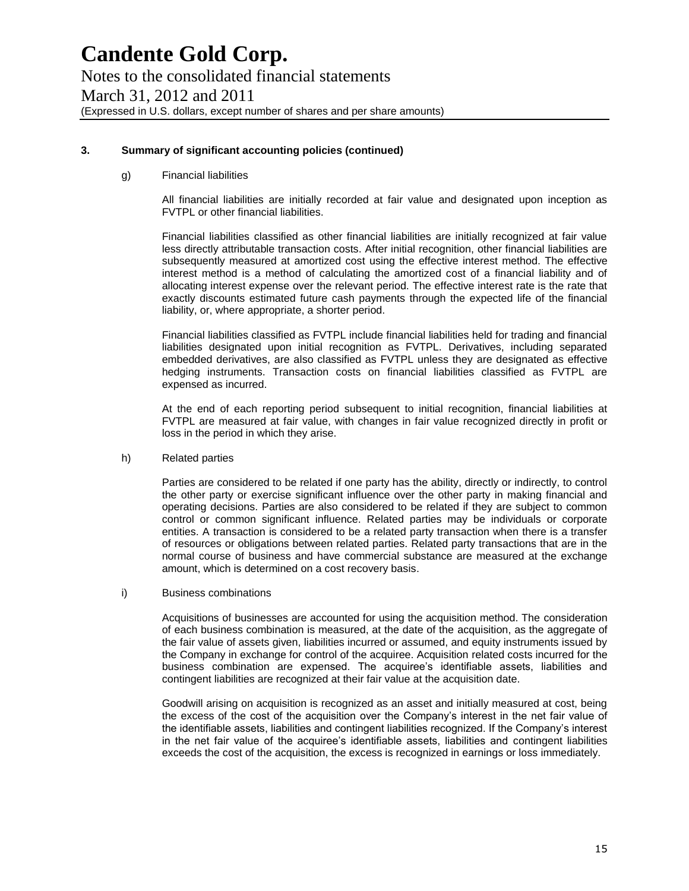### 3. Summary of significant accounting policies (continued)

g) Financial liabilities

All financial liabilities are initially recorded at fair value and designated upon inception as FVTPL or other financial liabilities.

Financial liabilities classified as other financial liabilities are initially recognized at fair value less directly attributable transaction costs. After initial recognition, other financial liabilities are subsequently measured at amortized cost using the effective interest method. The effective interest method is a method of calculating the amortized cost of a financial liability and of allocating interest expense over the relevant period. The effective interest rate is the rate that exactly discounts estimated future cash payments through the expected life of the financial liability, or, where appropriate, a shorter period.

Financial liabilities classified as FVTPL include financial liabilities held for trading and financial liabilities designated upon initial recognition as FVTPL. Derivatives, including separated embedded derivatives, are also classified as FVTPL unless they are designated as effective hedging instruments. Transaction costs on financial liabilities classified as FVTPL are expensed as incurred.

At the end of each reporting period subsequent to initial recognition, financial liabilities at FVTPL are measured at fair value, with changes in fair value recognized directly in profit or loss in the period in which they arise.

h) Related parties

Parties are considered to be related if one party has the ability, directly or indirectly, to control the other party or exercise significant influence over the other party in making financial and operating decisions. Parties are also considered to be related if they are subject to common control or common significant influence. Related parties may be individuals or corporate entities. A transaction is considered to be a related party transaction when there is a transfer of resources or obligations between related parties. Related party transactions that are in the normal course of business and have commercial substance are measured at the exchange amount, which is determined on a cost recovery basis.

i) Business combinations

Acquisitions of businesses are accounted for using the acquisition method. The consideration of each business combination is measured, at the date of the acquisition, as the aggregate of the fair value of assets given, liabilities incurred or assumed, and equity instruments issued by the Company in exchange for control of the acquiree. Acquisition related costs incurred for the business combination are expensed. The acquiree's identifiable assets, liabilities and contingent liabilities are recognized at their fair value at the acquisition date.

Goodwill arising on acquisition is recognized as an asset and initially measured at cost, being the excess of the cost of the acquisition over the Company's interest in the net fair value of the identifiable assets, liabilities and contingent liabilities recognized. If the Company's interest in the net fair value of the acquiree's identifiable assets, liabilities and contingent liabilities exceeds the cost of the acquisition, the excess is recognized in earnings or loss immediately.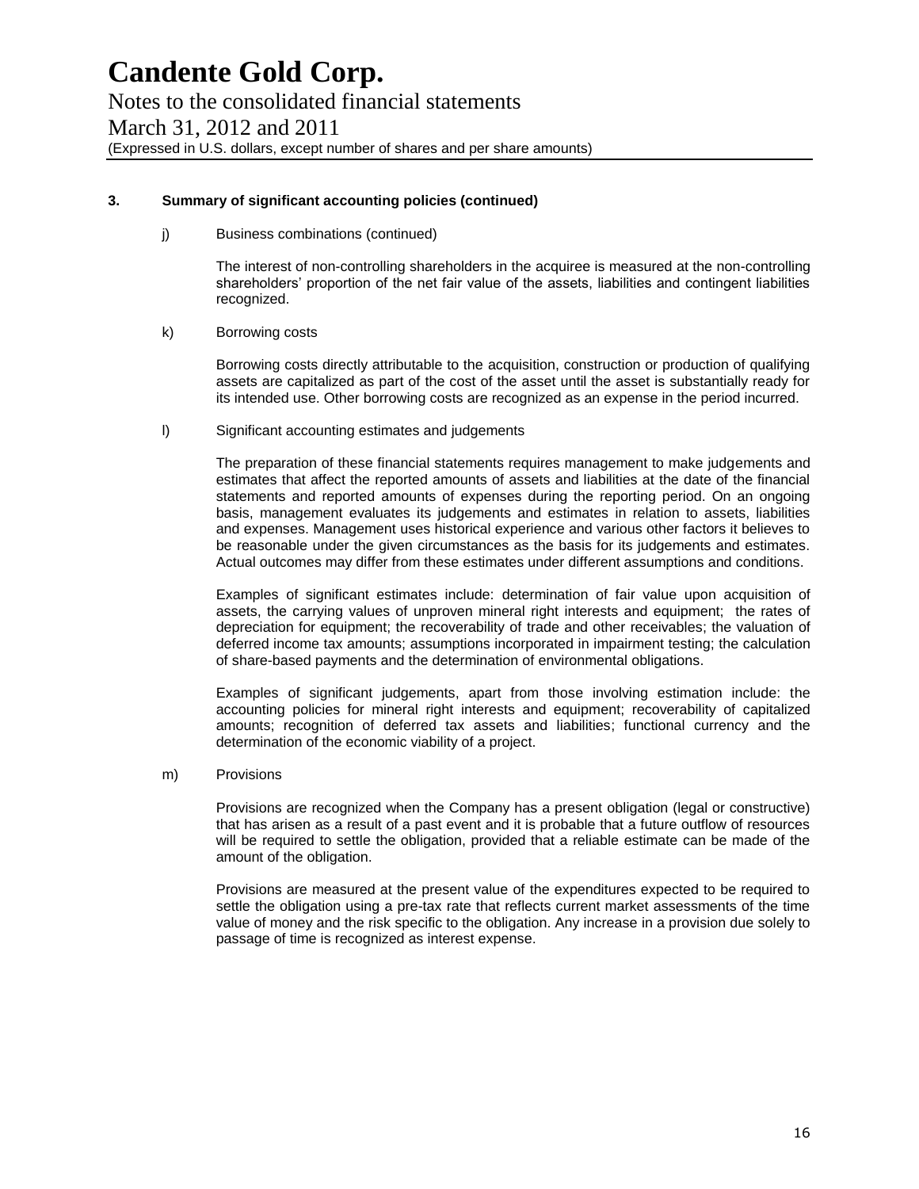### 3. Summary of significant accounting policies (continued)

j) Business combinations (continued)

The interest of non-controlling shareholders in the acquiree is measured at the non-controlling shareholders' proportion of the net fair value of the assets, liabilities and contingent liabilities recognized.

k) Borrowing costs

Borrowing costs directly attributable to the acquisition, construction or production of qualifying assets are capitalized as part of the cost of the asset until the asset is substantially ready for its intended use. Other borrowing costs are recognized as an expense in the period incurred.

l) Significant accounting estimates and judgements

The preparation of these financial statements requires management to make judgements and estimates that affect the reported amounts of assets and liabilities at the date of the financial statements and reported amounts of expenses during the reporting period. On an ongoing basis, management evaluates its judgements and estimates in relation to assets, liabilities and expenses. Management uses historical experience and various other factors it believes to be reasonable under the given circumstances as the basis for its judgements and estimates. Actual outcomes may differ from these estimates under different assumptions and conditions.

Examples of significant estimates include: determination of fair value upon acquisition of assets, the carrying values of unproven mineral right interests and equipment; the rates of depreciation for equipment; the recoverability of trade and other receivables; the valuation of deferred income tax amounts; assumptions incorporated in impairment testing; the calculation of share-based payments and the determination of environmental obligations.

Examples of significant judgements, apart from those involving estimation include: the accounting policies for mineral right interests and equipment; recoverability of capitalized amounts; recognition of deferred tax assets and liabilities; functional currency and the determination of the economic viability of a project.

m) Provisions

Provisions are recognized when the Company has a present obligation (legal or constructive) that has arisen as a result of a past event and it is probable that a future outflow of resources will be required to settle the obligation, provided that a reliable estimate can be made of the amount of the obligation.

Provisions are measured at the present value of the expenditures expected to be required to settle the obligation using a pre-tax rate that reflects current market assessments of the time value of money and the risk specific to the obligation. Any increase in a provision due solely to passage of time is recognized as interest expense.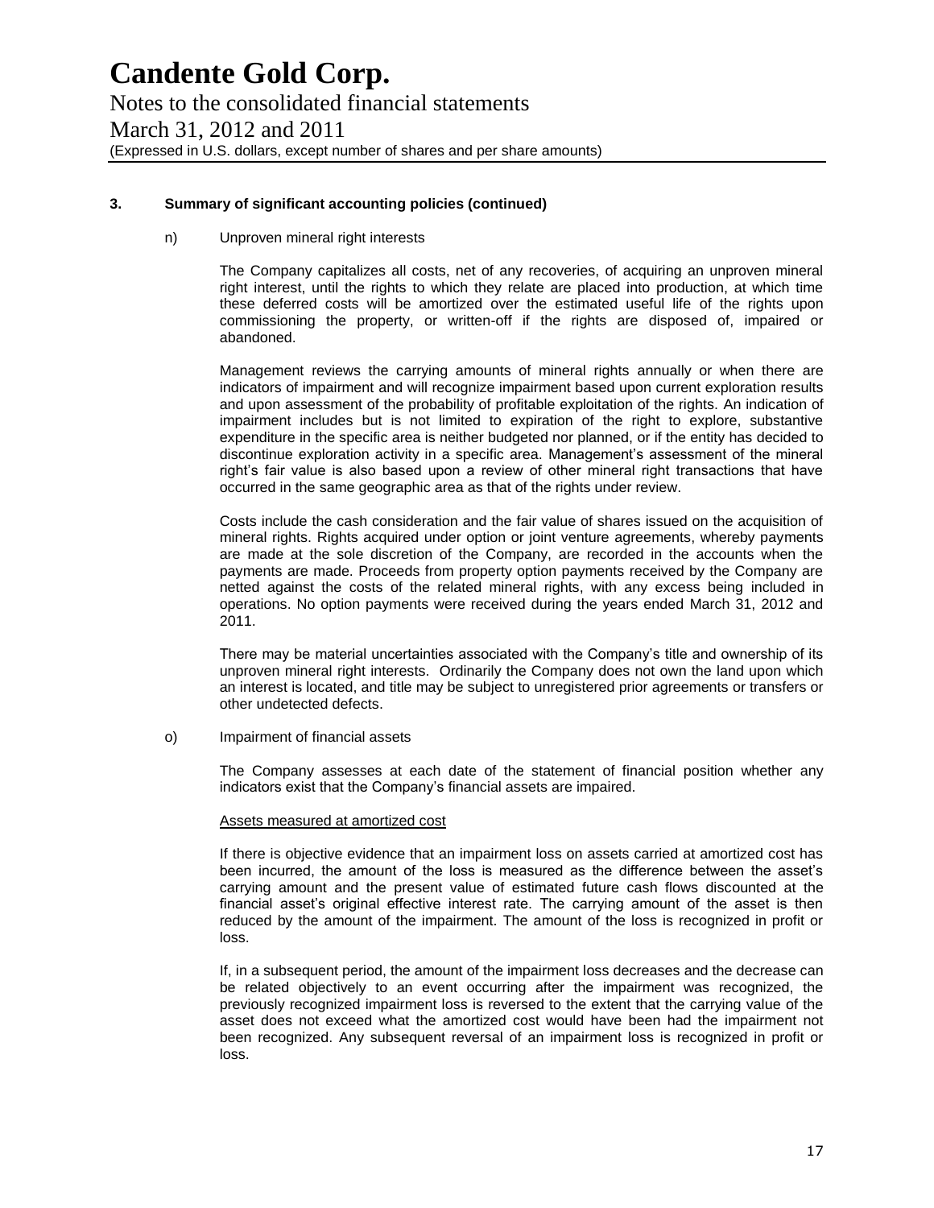**3. Summary of significant accounting policies (continued)**

n) Unproven mineral right interests

The Company capitalizes all costs, net of any recoveries, of acquiring an unproven mineral right interest, until the rights to which they relate are placed into production, at which time these deferred costs will be amortized over the estimated useful life of the rights upon commissioning the property, or written-off if the rights are disposed of, impaired or abandoned.

Management reviews the carrying amounts of mineral rights annually or when there are indicators of impairment and will recognize impairment based upon current exploration results and upon assessment of the probability of profitable exploitation of the rights. An indication of impairment includes but is not limited to expiration of the right to explore, substantive expenditure in the specific area is neither budgeted nor planned, or if the entity has decided to discontinue exploration activity in a specific area. Management's assessment of the mineral right's fair value is also based upon a review of other mineral right transactions that have occurred in the same geographic area as that of the rights under review.

Costs include the cash consideration and the fair value of shares issued on the acquisition of mineral rights. Rights acquired under option or joint venture agreements, whereby payments are made at the sole discretion of the Company, are recorded in the accounts when the payments are made. Proceeds from property option payments received by the Company are netted against the costs of the related mineral rights, with any excess being included in operations. No option payments were received during the years ended March 31, 2012 and 2011.

There may be material uncertainties associated with the Company's title and ownership of its unproven mineral right interests. Ordinarily the Company does not own the land upon which an interest is located, and title may be subject to unregistered prior agreements or transfers or other undetected defects.

o) Impairment of financial assets

The Company assesses at each date of the statement of financial position whether any indicators exist that the Company's financial assets are impaired.

Assets measured at amortized cost

If there is objective evidence that an impairment loss on assets carried at amortized cost has been incurred, the amount of the loss is measured as the difference between the asset's carrying amount and the present value of estimated future cash flows discounted at the financial asset's original effective interest rate. The carrying amount of the asset is then reduced by the amount of the impairment. The amount of the loss is recognized in profit or loss.

If, in a subsequent period, the amount of the impairment loss decreases and the decrease can be related objectively to an event occurring after the impairment was recognized, the previously recognized impairment loss is reversed to the extent that the carrying value of the asset does not exceed what the amortized cost would have been had the impairment not been recognized. Any subsequent reversal of an impairment loss is recognized in profit or loss.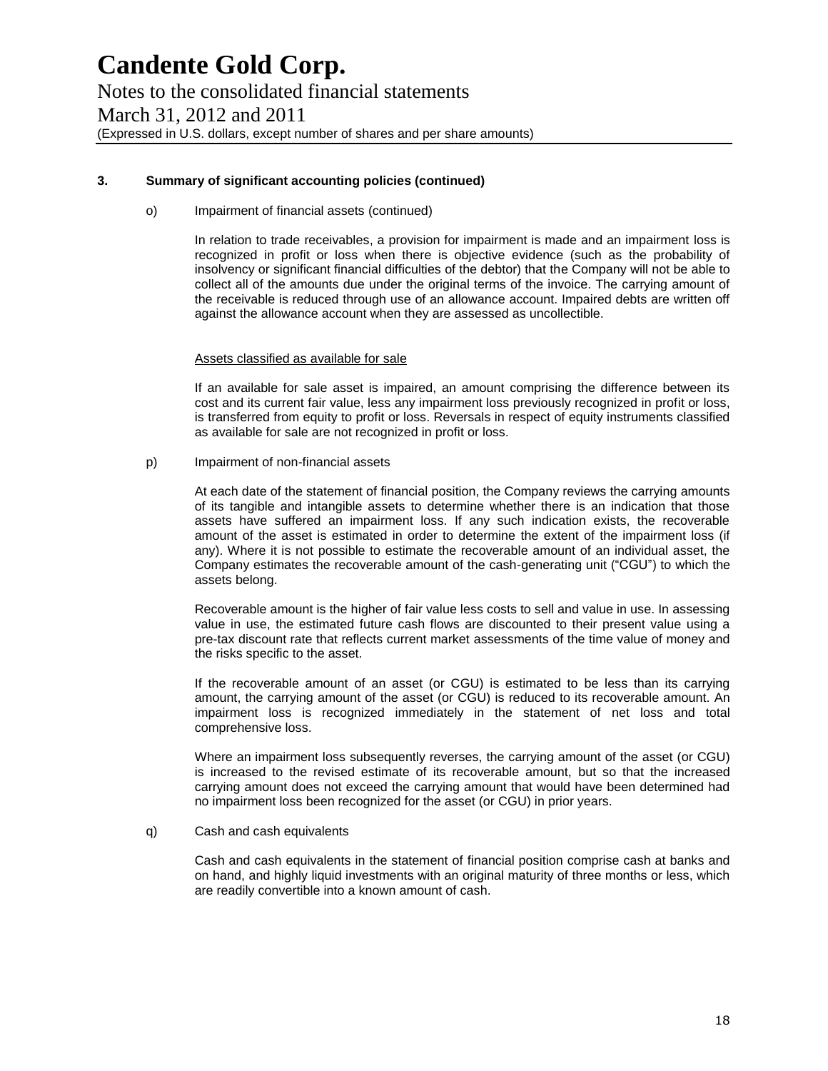# Candente Gold Corp.

Notes to the consolidated financial statements
March 31, 2012 and 2011
(Expressed in U.S. dollars, except number of shares and per share amounts)

**3. Summary of significant accounting policies (continued)**

o) Impairment of financial assets (continued)

In relation to trade receivables, a provision for impairment is made and an impairment loss is recognized in profit or loss when there is objective evidence (such as the probability of insolvency or significant financial difficulties of the debtor) that the Company will not be able to collect all of the amounts due under the original terms of the invoice. The carrying amount of the receivable is reduced through use of an allowance account. Impaired debts are written off against the allowance account when they are assessed as uncollectible.

Assets classified as available for sale

If an available for sale asset is impaired, an amount comprising the difference between its cost and its current fair value, less any impairment loss previously recognized in profit or loss, is transferred from equity to profit or loss. Reversals in respect of equity instruments classified as available for sale are not recognized in profit or loss.

p) Impairment of non-financial assets

At each date of the statement of financial position, the Company reviews the carrying amounts of its tangible and intangible assets to determine whether there is an indication that those assets have suffered an impairment loss. If any such indication exists, the recoverable amount of the asset is estimated in order to determine the extent of the impairment loss (if any). Where it is not possible to estimate the recoverable amount of an individual asset, the Company estimates the recoverable amount of the cash-generating unit ("CGU") to which the assets belong.

Recoverable amount is the higher of fair value less costs to sell and value in use. In assessing value in use, the estimated future cash flows are discounted to their present value using a pre-tax discount rate that reflects current market assessments of the time value of money and the risks specific to the asset.

If the recoverable amount of an asset (or CGU) is estimated to be less than its carrying amount, the carrying amount of the asset (or CGU) is reduced to its recoverable amount. An impairment loss is recognized immediately in the statement of net loss and total comprehensive loss.

Where an impairment loss subsequently reverses, the carrying amount of the asset (or CGU) is increased to the revised estimate of its recoverable amount, but so that the increased carrying amount does not exceed the carrying amount that would have been determined had no impairment loss been recognized for the asset (or CGU) in prior years.

q) Cash and cash equivalents

Cash and cash equivalents in the statement of financial position comprise cash at banks and on hand, and highly liquid investments with an original maturity of three months or less, which are readily convertible into a known amount of cash.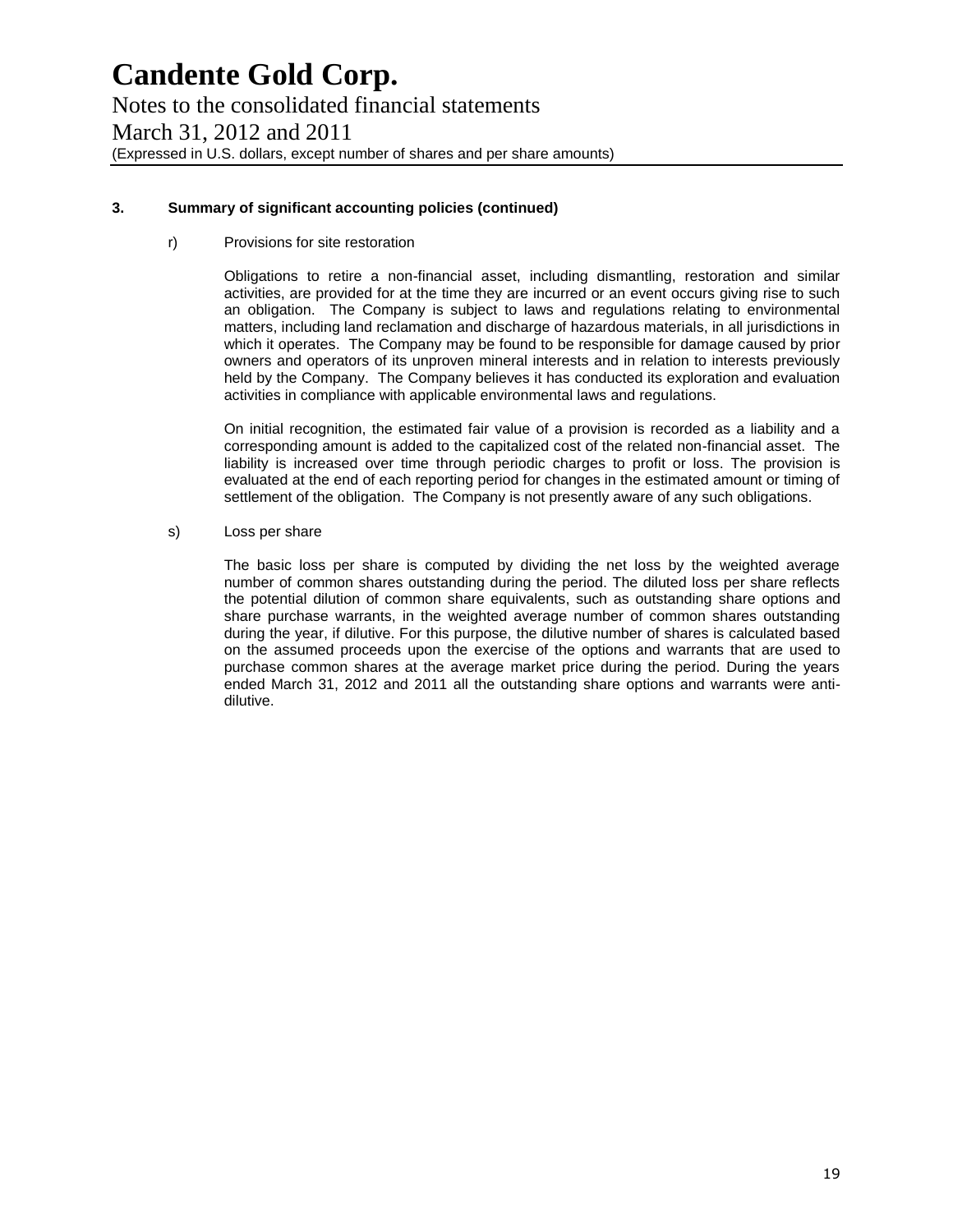### 3. Summary of significant accounting policies (continued)

r) Provisions for site restoration

Obligations to retire a non-financial asset, including dismantling, restoration and similar activities, are provided for at the time they are incurred or an event occurs giving rise to such an obligation. The Company is subject to laws and regulations relating to environmental matters, including land reclamation and discharge of hazardous materials, in all jurisdictions in which it operates. The Company may be found to be responsible for damage caused by prior owners and operators of its unproven mineral interests and in relation to interests previously held by the Company. The Company believes it has conducted its exploration and evaluation activities in compliance with applicable environmental laws and regulations.

On initial recognition, the estimated fair value of a provision is recorded as a liability and a corresponding amount is added to the capitalized cost of the related non-financial asset. The liability is increased over time through periodic charges to profit or loss. The provision is evaluated at the end of each reporting period for changes in the estimated amount or timing of settlement of the obligation. The Company is not presently aware of any such obligations.

s) Loss per share

The basic loss per share is computed by dividing the net loss by the weighted average number of common shares outstanding during the period. The diluted loss per share reflects the potential dilution of common share equivalents, such as outstanding share options and share purchase warrants, in the weighted average number of common shares outstanding during the year, if dilutive. For this purpose, the dilutive number of shares is calculated based on the assumed proceeds upon the exercise of the options and warrants that are used to purchase common shares at the average market price during the period. During the years ended March 31, 2012 and 2011 all the outstanding share options and warrants were anti-dilutive.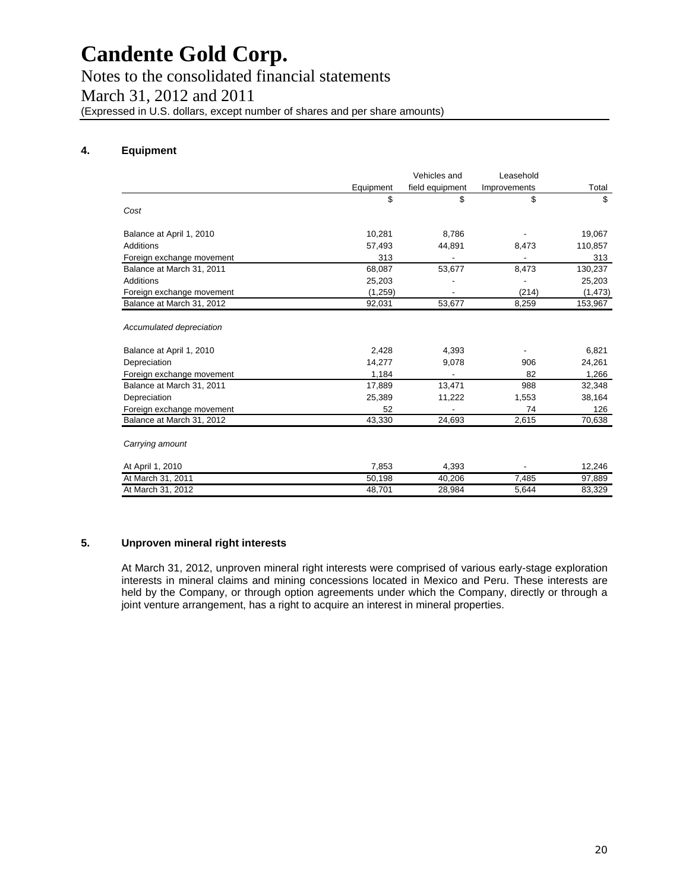# Candente Gold Corp.

Notes to the consolidated financial statements

March 31, 2012 and 2011

(Expressed in U.S. dollars, except number of shares and per share amounts)

## 4. Equipment

| | Equipment | Vehicles and field equipment | Leasehold Improvements | Total |
|---|---|---|---|---|
| | $ | $ | $ | $ |
| *Cost* | | | | |
| Balance at April 1, 2010 | 10,281 | 8,786 | - | 19,067 |
| Additions | 57,493 | 44,891 | 8,473 | 110,857 |
| Foreign exchange movement | 313 | - | - | 313 |
| Balance at March 31, 2011 | 68,087 | 53,677 | 8,473 | 130,237 |
| Additions | 25,203 | - | - | 25,203 |
| Foreign exchange movement | (1,259) | - | (214) | (1,473) |
| Balance at March 31, 2012 | 92,031 | 53,677 | 8,259 | 153,967 |
| *Accumulated depreciation* | | | | |
| Balance at April 1, 2010 | 2,428 | 4,393 | - | 6,821 |
| Depreciation | 14,277 | 9,078 | 906 | 24,261 |
| Foreign exchange movement | 1,184 | - | 82 | 1,266 |
| Balance at March 31, 2011 | 17,889 | 13,471 | 988 | 32,348 |
| Depreciation | 25,389 | 11,222 | 1,553 | 38,164 |
| Foreign exchange movement | 52 | - | 74 | 126 |
| Balance at March 31, 2012 | 43,330 | 24,693 | 2,615 | 70,638 |
| *Carrying amount* | | | | |
| At April 1, 2010 | 7,853 | 4,393 | - | 12,246 |
| At March 31, 2011 | 50,198 | 40,206 | 7,485 | 97,889 |
| At March 31, 2012 | 48,701 | 28,984 | 5,644 | 83,329 |

## 5. Unproven mineral right interests

At March 31, 2012, unproven mineral right interests were comprised of various early-stage exploration interests in mineral claims and mining concessions located in Mexico and Peru. These interests are held by the Company, or through option agreements under which the Company, directly or through a joint venture arrangement, has a right to acquire an interest in mineral properties.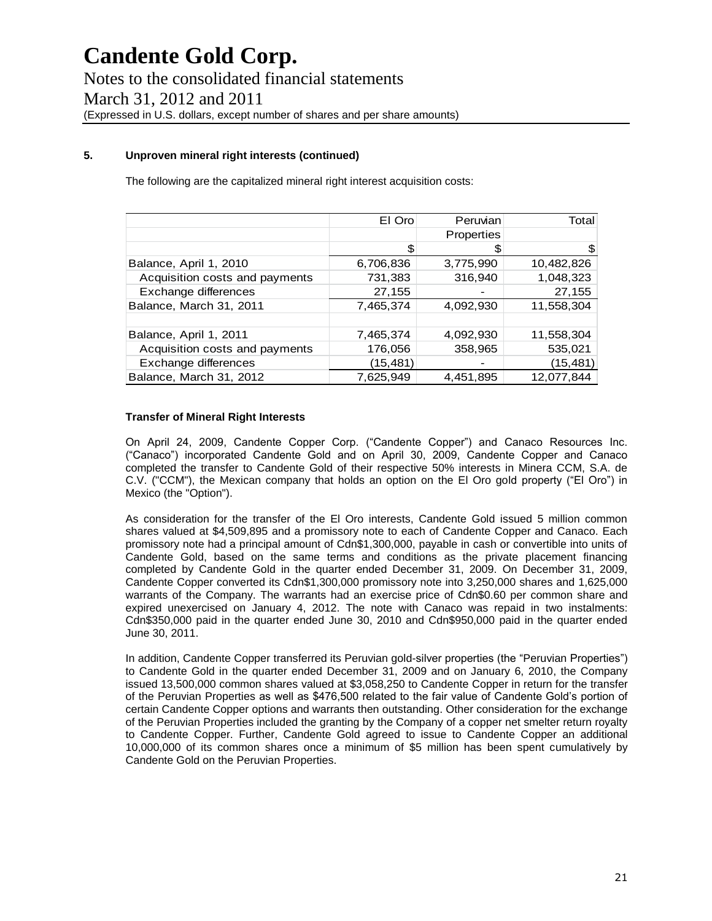# Candente Gold Corp.

Notes to the consolidated financial statements

March 31, 2012 and 2011

(Expressed in U.S. dollars, except number of shares and per share amounts)

**5. Unproven mineral right interests (continued)**

The following are the capitalized mineral right interest acquisition costs:

| | El Oro | Peruvian Properties | Total |
|---|---|---|---|
| | $ | $ | $ |
| Balance, April 1, 2010 | 6,706,836 | 3,775,990 | 10,482,826 |
| Acquisition costs and payments | 731,383 | 316,940 | 1,048,323 |
| Exchange differences | 27,155 | - | 27,155 |
| Balance, March 31, 2011 | 7,465,374 | 4,092,930 | 11,558,304 |
| | | | |
| Balance, April 1, 2011 | 7,465,374 | 4,092,930 | 11,558,304 |
| Acquisition costs and payments | 176,056 | 358,965 | 535,021 |
| Exchange differences | (15,481) | - | (15,481) |
| Balance, March 31, 2012 | 7,625,949 | 4,451,895 | 12,077,844 |

**Transfer of Mineral Right Interests**

On April 24, 2009, Candente Copper Corp. ("Candente Copper") and Canaco Resources Inc. ("Canaco") incorporated Candente Gold and on April 30, 2009, Candente Copper and Canaco completed the transfer to Candente Gold of their respective 50% interests in Minera CCM, S.A. de C.V. ("CCM"), the Mexican company that holds an option on the El Oro gold property ("El Oro") in Mexico (the "Option").

As consideration for the transfer of the El Oro interests, Candente Gold issued 5 million common shares valued at $4,509,895 and a promissory note to each of Candente Copper and Canaco. Each promissory note had a principal amount of Cdn$1,300,000, payable in cash or convertible into units of Candente Gold, based on the same terms and conditions as the private placement financing completed by Candente Gold in the quarter ended December 31, 2009. On December 31, 2009, Candente Copper converted its Cdn$1,300,000 promissory note into 3,250,000 shares and 1,625,000 warrants of the Company. The warrants had an exercise price of Cdn$0.60 per common share and expired unexercised on January 4, 2012. The note with Canaco was repaid in two instalments: Cdn$350,000 paid in the quarter ended June 30, 2010 and Cdn$950,000 paid in the quarter ended June 30, 2011.

In addition, Candente Copper transferred its Peruvian gold-silver properties (the "Peruvian Properties") to Candente Gold in the quarter ended December 31, 2009 and on January 6, 2010, the Company issued 13,500,000 common shares valued at $3,058,250 to Candente Copper in return for the transfer of the Peruvian Properties as well as $476,500 related to the fair value of Candente Gold's portion of certain Candente Copper options and warrants then outstanding. Other consideration for the exchange of the Peruvian Properties included the granting by the Company of a copper net smelter return royalty to Candente Copper. Further, Candente Gold agreed to issue to Candente Copper an additional 10,000,000 of its common shares once a minimum of $5 million has been spent cumulatively by Candente Gold on the Peruvian Properties.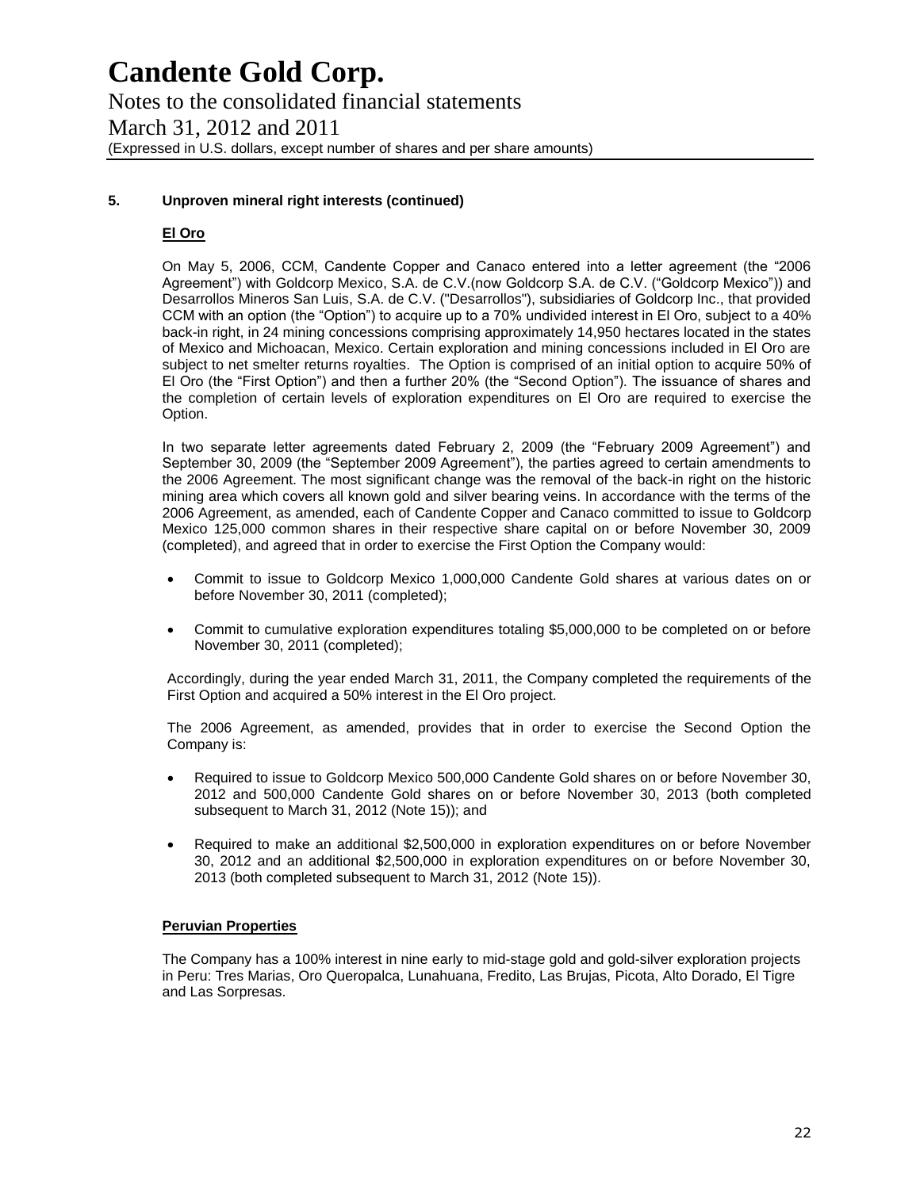## 5. Unproven mineral right interests (continued)

### El Oro

On May 5, 2006, CCM, Candente Copper and Canaco entered into a letter agreement (the "2006 Agreement") with Goldcorp Mexico, S.A. de C.V.(now Goldcorp S.A. de C.V. ("Goldcorp Mexico")) and Desarrollos Mineros San Luis, S.A. de C.V. ("Desarrollos"), subsidiaries of Goldcorp Inc., that provided CCM with an option (the "Option") to acquire up to a 70% undivided interest in El Oro, subject to a 40% back-in right, in 24 mining concessions comprising approximately 14,950 hectares located in the states of Mexico and Michoacan, Mexico. Certain exploration and mining concessions included in El Oro are subject to net smelter returns royalties. The Option is comprised of an initial option to acquire 50% of El Oro (the "First Option") and then a further 20% (the "Second Option"). The issuance of shares and the completion of certain levels of exploration expenditures on El Oro are required to exercise the Option.

In two separate letter agreements dated February 2, 2009 (the "February 2009 Agreement") and September 30, 2009 (the "September 2009 Agreement"), the parties agreed to certain amendments to the 2006 Agreement. The most significant change was the removal of the back-in right on the historic mining area which covers all known gold and silver bearing veins. In accordance with the terms of the 2006 Agreement, as amended, each of Candente Copper and Canaco committed to issue to Goldcorp Mexico 125,000 common shares in their respective share capital on or before November 30, 2009 (completed), and agreed that in order to exercise the First Option the Company would:

- Commit to issue to Goldcorp Mexico 1,000,000 Candente Gold shares at various dates on or before November 30, 2011 (completed);
- Commit to cumulative exploration expenditures totaling $5,000,000 to be completed on or before November 30, 2011 (completed);

Accordingly, during the year ended March 31, 2011, the Company completed the requirements of the First Option and acquired a 50% interest in the El Oro project.

The 2006 Agreement, as amended, provides that in order to exercise the Second Option the Company is:

- Required to issue to Goldcorp Mexico 500,000 Candente Gold shares on or before November 30, 2012 and 500,000 Candente Gold shares on or before November 30, 2013 (both completed subsequent to March 31, 2012 (Note 15)); and
- Required to make an additional $2,500,000 in exploration expenditures on or before November 30, 2012 and an additional $2,500,000 in exploration expenditures on or before November 30, 2013 (both completed subsequent to March 31, 2012 (Note 15)).

### Peruvian Properties

The Company has a 100% interest in nine early to mid-stage gold and gold-silver exploration projects in Peru: Tres Marias, Oro Queropalca, Lunahuana, Fredito, Las Brujas, Picota, Alto Dorado, El Tigre and Las Sorpresas.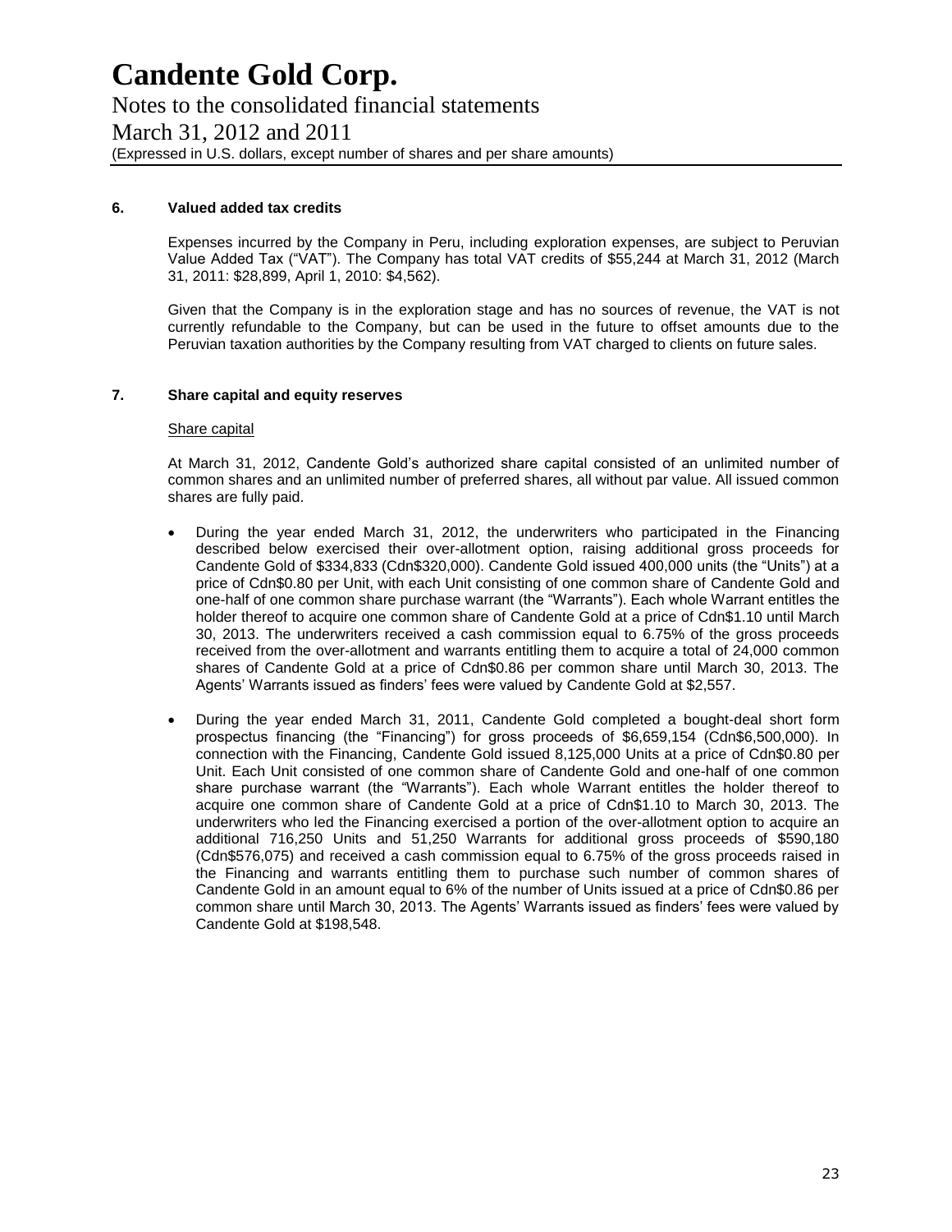# Candente Gold Corp.

Notes to the consolidated financial statements

March 31, 2012 and 2011

(Expressed in U.S. dollars, except number of shares and per share amounts)

## 6. Valued added tax credits

Expenses incurred by the Company in Peru, including exploration expenses, are subject to Peruvian Value Added Tax ("VAT"). The Company has total VAT credits of $55,244 at March 31, 2012 (March 31, 2011: $28,899, April 1, 2010: $4,562).

Given that the Company is in the exploration stage and has no sources of revenue, the VAT is not currently refundable to the Company, but can be used in the future to offset amounts due to the Peruvian taxation authorities by the Company resulting from VAT charged to clients on future sales.

## 7. Share capital and equity reserves

Share capital

At March 31, 2012, Candente Gold's authorized share capital consisted of an unlimited number of common shares and an unlimited number of preferred shares, all without par value. All issued common shares are fully paid.

- During the year ended March 31, 2012, the underwriters who participated in the Financing described below exercised their over-allotment option, raising additional gross proceeds for Candente Gold of $334,833 (Cdn$320,000). Candente Gold issued 400,000 units (the "Units") at a price of Cdn$0.80 per Unit, with each Unit consisting of one common share of Candente Gold and one-half of one common share purchase warrant (the "Warrants"). Each whole Warrant entitles the holder thereof to acquire one common share of Candente Gold at a price of Cdn$1.10 until March 30, 2013. The underwriters received a cash commission equal to 6.75% of the gross proceeds received from the over-allotment and warrants entitling them to acquire a total of 24,000 common shares of Candente Gold at a price of Cdn$0.86 per common share until March 30, 2013. The Agents' Warrants issued as finders' fees were valued by Candente Gold at $2,557.

- During the year ended March 31, 2011, Candente Gold completed a bought-deal short form prospectus financing (the "Financing") for gross proceeds of $6,659,154 (Cdn$6,500,000). In connection with the Financing, Candente Gold issued 8,125,000 Units at a price of Cdn$0.80 per Unit. Each Unit consisted of one common share of Candente Gold and one-half of one common share purchase warrant (the "Warrants"). Each whole Warrant entitles the holder thereof to acquire one common share of Candente Gold at a price of Cdn$1.10 to March 30, 2013. The underwriters who led the Financing exercised a portion of the over-allotment option to acquire an additional 716,250 Units and 51,250 Warrants for additional gross proceeds of $590,180 (Cdn$576,075) and received a cash commission equal to 6.75% of the gross proceeds raised in the Financing and warrants entitling them to purchase such number of common shares of Candente Gold in an amount equal to 6% of the number of Units issued at a price of Cdn$0.86 per common share until March 30, 2013. The Agents' Warrants issued as finders' fees were valued by Candente Gold at $198,548.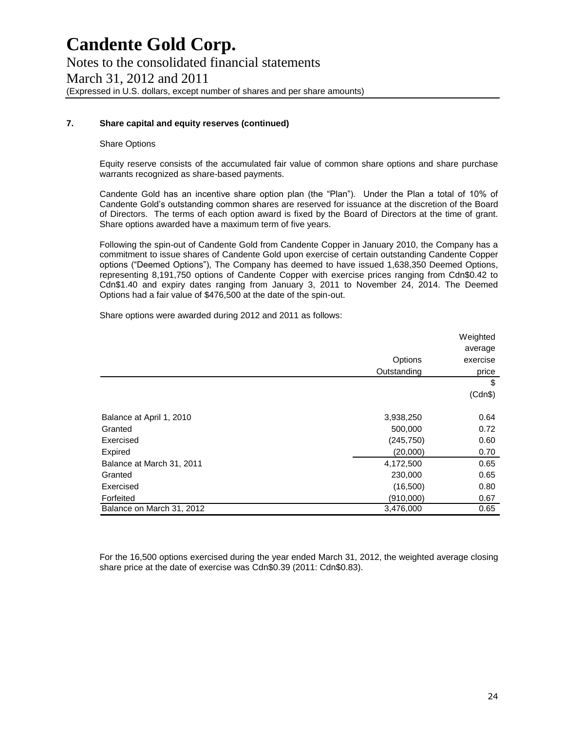# Candente Gold Corp.

Notes to the consolidated financial statements
March 31, 2012 and 2011
(Expressed in U.S. dollars, except number of shares and per share amounts)

**7. Share capital and equity reserves (continued)**

Share Options

Equity reserve consists of the accumulated fair value of common share options and share purchase warrants recognized as share-based payments.

Candente Gold has an incentive share option plan (the "Plan"). Under the Plan a total of 10% of Candente Gold's outstanding common shares are reserved for issuance at the discretion of the Board of Directors. The terms of each option award is fixed by the Board of Directors at the time of grant. Share options awarded have a maximum term of five years.

Following the spin-out of Candente Gold from Candente Copper in January 2010, the Company has a commitment to issue shares of Candente Gold upon exercise of certain outstanding Candente Copper options ("Deemed Options"), The Company has deemed to have issued 1,638,350 Deemed Options, representing 8,191,750 options of Candente Copper with exercise prices ranging from Cdn$0.42 to Cdn$1.40 and expiry dates ranging from January 3, 2011 to November 24, 2014. The Deemed Options had a fair value of $476,500 at the date of the spin-out.

Share options were awarded during 2012 and 2011 as follows:

| | Options Outstanding | Weighted average exercise price |
|---|---|---|
| | | $ (Cdn$) |
| Balance at April 1, 2010 | 3,938,250 | 0.64 |
| Granted | 500,000 | 0.72 |
| Exercised | (245,750) | 0.60 |
| Expired | (20,000) | 0.70 |
| Balance at March 31, 2011 | 4,172,500 | 0.65 |
| Granted | 230,000 | 0.65 |
| Exercised | (16,500) | 0.80 |
| Forfeited | (910,000) | 0.67 |
| Balance on March 31, 2012 | 3,476,000 | 0.65 |

For the 16,500 options exercised during the year ended March 31, 2012, the weighted average closing share price at the date of exercise was Cdn$0.39 (2011: Cdn$0.83).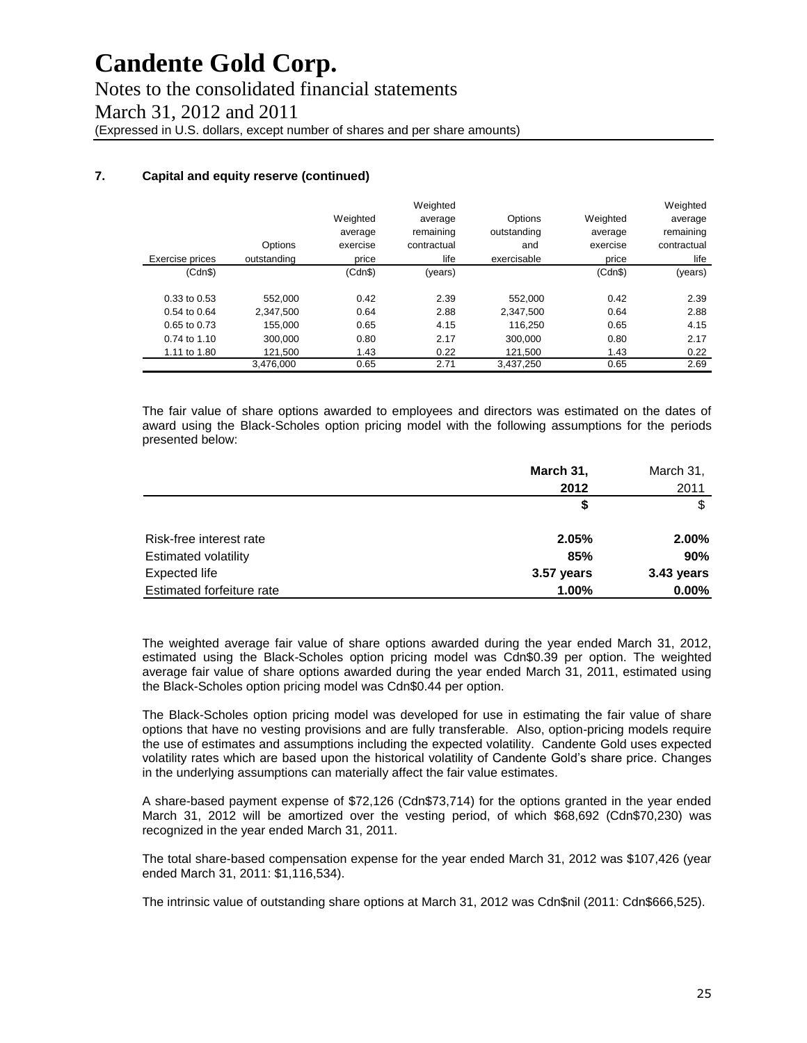# Candente Gold Corp.

Notes to the consolidated financial statements

March 31, 2012 and 2011

(Expressed in U.S. dollars, except number of shares and per share amounts)

**7. Capital and equity reserve (continued)**

| Exercise prices | Options outstanding | Weighted average exercise price | Weighted average remaining contractual life | Options outstanding and exercisable | Weighted average exercise price | Weighted average remaining contractual life |
|---|---|---|---|---|---|---|
| (Cdn$) | | (Cdn$) | (years) | | (Cdn$) | (years) |
| 0.33 to 0.53 | 552,000 | 0.42 | 2.39 | 552,000 | 0.42 | 2.39 |
| 0.54 to 0.64 | 2,347,500 | 0.64 | 2.88 | 2,347,500 | 0.64 | 2.88 |
| 0.65 to 0.73 | 155,000 | 0.65 | 4.15 | 116,250 | 0.65 | 4.15 |
| 0.74 to 1.10 | 300,000 | 0.80 | 2.17 | 300,000 | 0.80 | 2.17 |
| 1.11 to 1.80 | 121,500 | 1.43 | 0.22 | 121,500 | 1.43 | 0.22 |
| | 3,476,000 | 0.65 | 2.71 | 3,437,250 | 0.65 | 2.69 |

The fair value of share options awarded to employees and directors was estimated on the dates of award using the Black-Scholes option pricing model with the following assumptions for the periods presented below:

| | **March 31, 2012** | March 31, 2011 |
|---|---|---|
| | **$** | $ |
| Risk-free interest rate | **2.05%** | **2.00%** |
| Estimated volatility | **85%** | **90%** |
| Expected life | **3.57 years** | **3.43 years** |
| Estimated forfeiture rate | **1.00%** | **0.00%** |

The weighted average fair value of share options awarded during the year ended March 31, 2012, estimated using the Black-Scholes option pricing model was Cdn$0.39 per option. The weighted average fair value of share options awarded during the year ended March 31, 2011, estimated using the Black-Scholes option pricing model was Cdn$0.44 per option.

The Black-Scholes option pricing model was developed for use in estimating the fair value of share options that have no vesting provisions and are fully transferable. Also, option-pricing models require the use of estimates and assumptions including the expected volatility. Candente Gold uses expected volatility rates which are based upon the historical volatility of Candente Gold's share price. Changes in the underlying assumptions can materially affect the fair value estimates.

A share-based payment expense of $72,126 (Cdn$73,714) for the options granted in the year ended March 31, 2012 will be amortized over the vesting period, of which $68,692 (Cdn$70,230) was recognized in the year ended March 31, 2011.

The total share-based compensation expense for the year ended March 31, 2012 was $107,426 (year ended March 31, 2011: $1,116,534).

The intrinsic value of outstanding share options at March 31, 2012 was Cdn$nil (2011: Cdn$666,525).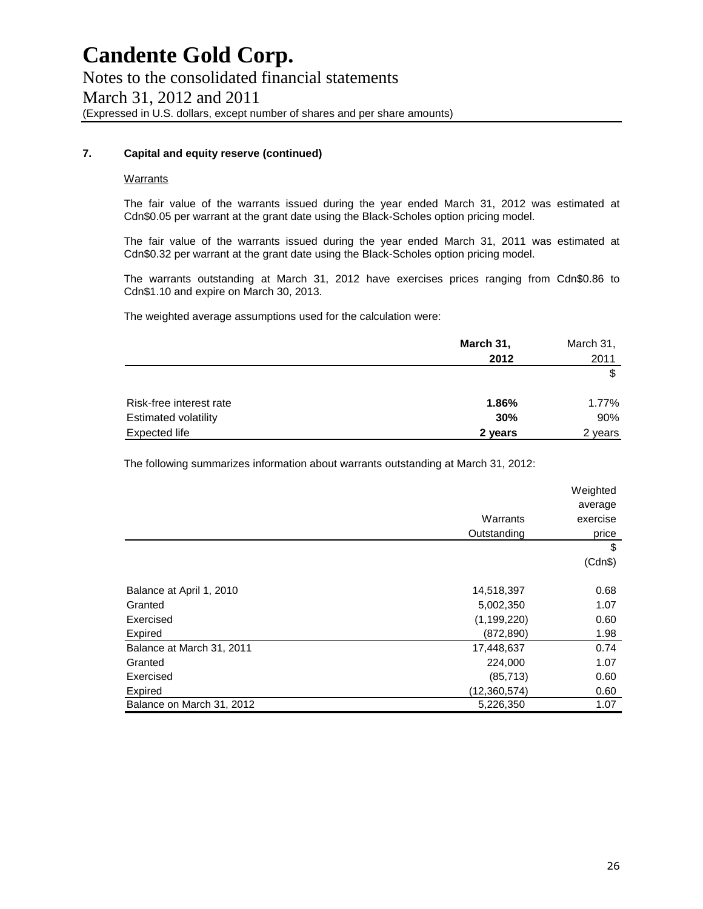# Candente Gold Corp.

Notes to the consolidated financial statements

March 31, 2012 and 2011

(Expressed in U.S. dollars, except number of shares and per share amounts)

**7. Capital and equity reserve (continued)**

Warrants

The fair value of the warrants issued during the year ended March 31, 2012 was estimated at Cdn$0.05 per warrant at the grant date using the Black-Scholes option pricing model.

The fair value of the warrants issued during the year ended March 31, 2011 was estimated at Cdn$0.32 per warrant at the grant date using the Black-Scholes option pricing model.

The warrants outstanding at March 31, 2012 have exercises prices ranging from Cdn$0.86 to Cdn$1.10 and expire on March 30, 2013.

The weighted average assumptions used for the calculation were:

| | **March 31, 2012** | March 31, 2011 |
|---|---|---|
| | | $ |
| Risk-free interest rate | **1.86%** | 1.77% |
| Estimated volatility | **30%** | 90% |
| Expected life | **2 years** | 2 years |

The following summarizes information about warrants outstanding at March 31, 2012:

| | Warrants Outstanding | Weighted average exercise price |
|---|---|---|
| | | $ (Cdn$) |
| Balance at April 1, 2010 | 14,518,397 | 0.68 |
| Granted | 5,002,350 | 1.07 |
| Exercised | (1,199,220) | 0.60 |
| Expired | (872,890) | 1.98 |
| Balance at March 31, 2011 | 17,448,637 | 0.74 |
| Granted | 224,000 | 1.07 |
| Exercised | (85,713) | 0.60 |
| Expired | (12,360,574) | 0.60 |
| Balance on March 31, 2012 | 5,226,350 | 1.07 |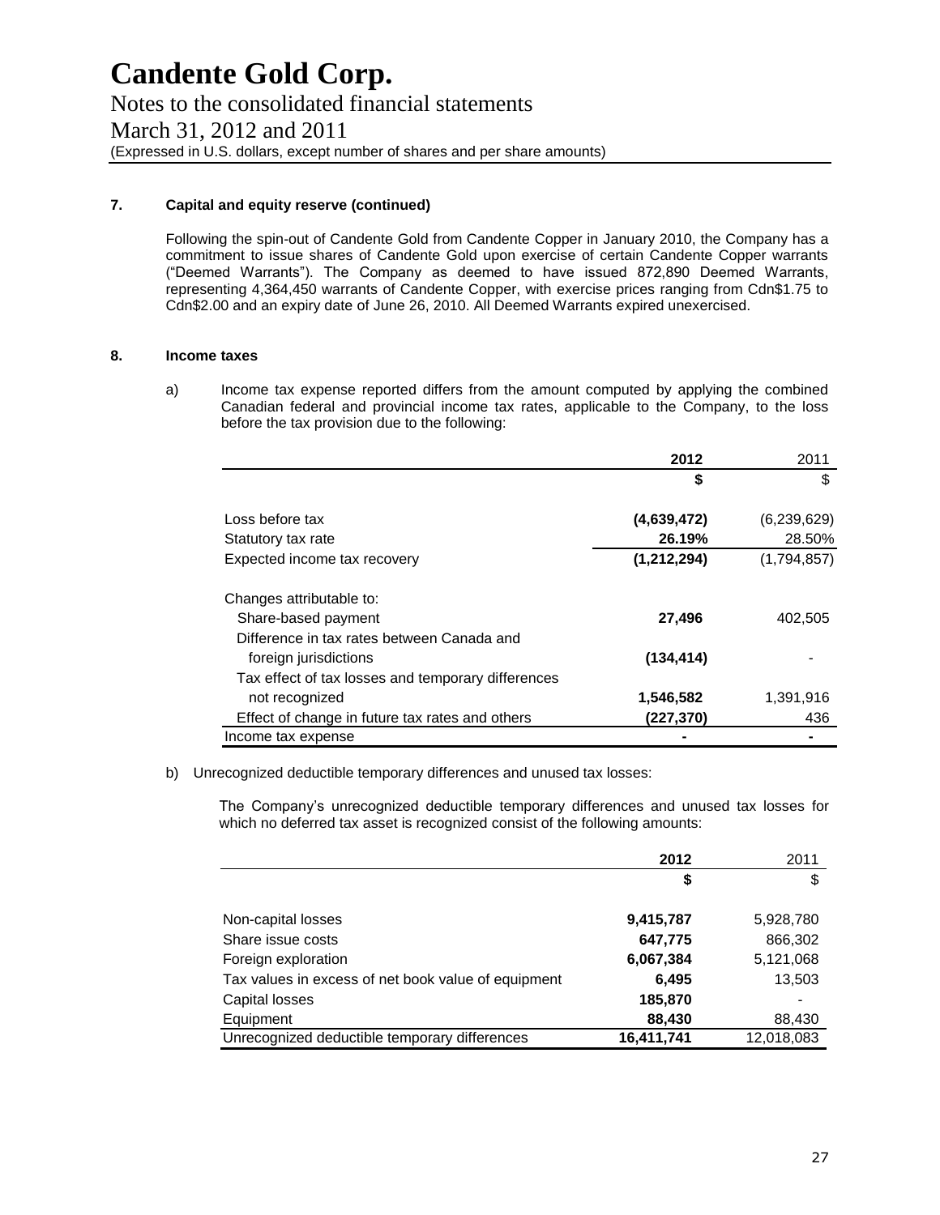# Candente Gold Corp.

Notes to the consolidated financial statements

March 31, 2012 and 2011

(Expressed in U.S. dollars, except number of shares and per share amounts)

**7. Capital and equity reserve (continued)**

Following the spin-out of Candente Gold from Candente Copper in January 2010, the Company has a commitment to issue shares of Candente Gold upon exercise of certain Candente Copper warrants ("Deemed Warrants"). The Company as deemed to have issued 872,890 Deemed Warrants, representing 4,364,450 warrants of Candente Copper, with exercise prices ranging from Cdn$1.75 to Cdn$2.00 and an expiry date of June 26, 2010. All Deemed Warrants expired unexercised.

**8. Income taxes**

a) Income tax expense reported differs from the amount computed by applying the combined Canadian federal and provincial income tax rates, applicable to the Company, to the loss before the tax provision due to the following:

| | **2012** | 2011 |
|---|---|---|
| | **$** | $ |
| Loss before tax | **(4,639,472)** | (6,239,629) |
| Statutory tax rate | **26.19%** | 28.50% |
| Expected income tax recovery | **(1,212,294)** | (1,794,857) |
| Changes attributable to: | | |
| Share-based payment | **27,496** | 402,505 |
| Difference in tax rates between Canada and foreign jurisdictions | **(134,414)** | - |
| Tax effect of tax losses and temporary differences not recognized | **1,546,582** | 1,391,916 |
| Effect of change in future tax rates and others | **(227,370)** | 436 |
| Income tax expense | **-** | - |

b) Unrecognized deductible temporary differences and unused tax losses:

The Company's unrecognized deductible temporary differences and unused tax losses for which no deferred tax asset is recognized consist of the following amounts:

| | **2012** | 2011 |
|---|---|---|
| | **$** | $ |
| Non-capital losses | **9,415,787** | 5,928,780 |
| Share issue costs | **647,775** | 866,302 |
| Foreign exploration | **6,067,384** | 5,121,068 |
| Tax values in excess of net book value of equipment | **6,495** | 13,503 |
| Capital losses | **185,870** | - |
| Equipment | **88,430** | 88,430 |
| Unrecognized deductible temporary differences | **16,411,741** | 12,018,083 |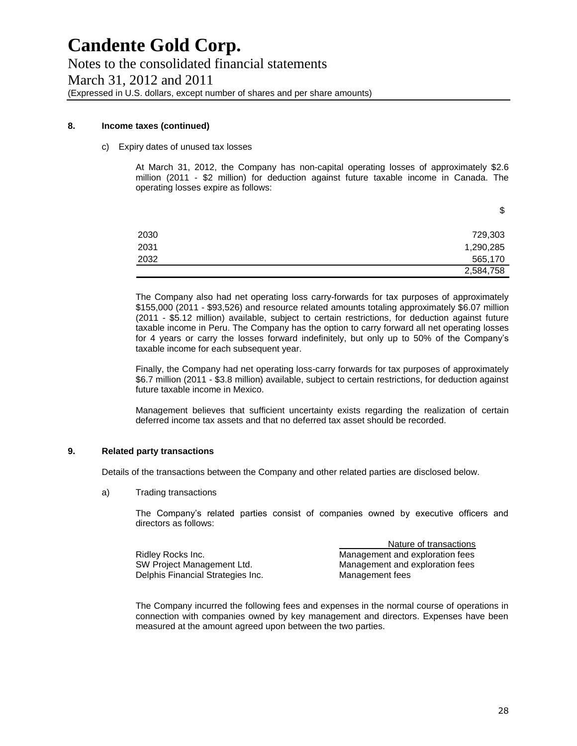# Candente Gold Corp.

Notes to the consolidated financial statements
March 31, 2012 and 2011
(Expressed in U.S. dollars, except number of shares and per share amounts)

**8. Income taxes (continued)**

c) Expiry dates of unused tax losses

At March 31, 2012, the Company has non-capital operating losses of approximately $2.6 million (2011 - $2 million) for deduction against future taxable income in Canada. The operating losses expire as follows:

| | $ |
|---|---|
| 2030 | 729,303 |
| 2031 | 1,290,285 |
| 2032 | 565,170 |
| | 2,584,758 |

The Company also had net operating loss carry-forwards for tax purposes of approximately $155,000 (2011 - $93,526) and resource related amounts totaling approximately $6.07 million (2011 - $5.12 million) available, subject to certain restrictions, for deduction against future taxable income in Peru. The Company has the option to carry forward all net operating losses for 4 years or carry the losses forward indefinitely, but only up to 50% of the Company's taxable income for each subsequent year.

Finally, the Company had net operating loss-carry forwards for tax purposes of approximately $6.7 million (2011 - $3.8 million) available, subject to certain restrictions, for deduction against future taxable income in Mexico.

Management believes that sufficient uncertainty exists regarding the realization of certain deferred income tax assets and that no deferred tax asset should be recorded.

**9. Related party transactions**

Details of the transactions between the Company and other related parties are disclosed below.

a) Trading transactions

The Company's related parties consist of companies owned by executive officers and directors as follows:

| | Nature of transactions |
|---|---|
| Ridley Rocks Inc. | Management and exploration fees |
| SW Project Management Ltd. | Management and exploration fees |
| Delphis Financial Strategies Inc. | Management fees |

The Company incurred the following fees and expenses in the normal course of operations in connection with companies owned by key management and directors. Expenses have been measured at the amount agreed upon between the two parties.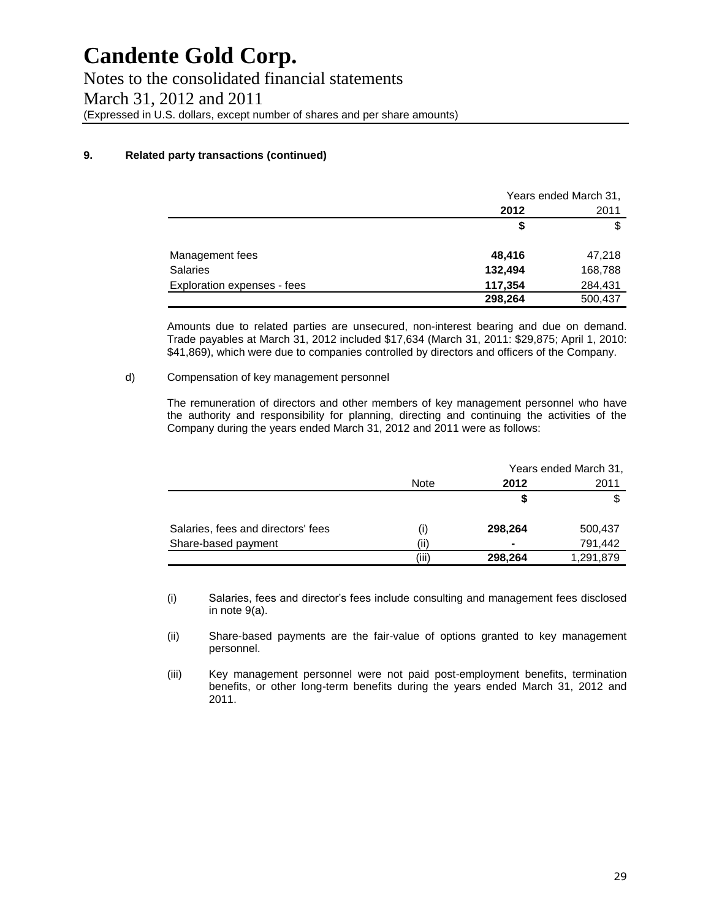# Candente Gold Corp.

Notes to the consolidated financial statements

March 31, 2012 and 2011

(Expressed in U.S. dollars, except number of shares and per share amounts)

**9. Related party transactions (continued)**

| | Years ended March 31, | |
|---|---|---|
| | **2012** | 2011 |
| | **$** | $ |
| Management fees | **48,416** | 47,218 |
| Salaries | **132,494** | 168,788 |
| Exploration expenses - fees | **117,354** | 284,431 |
| | **298,264** | 500,437 |

Amounts due to related parties are unsecured, non-interest bearing and due on demand. Trade payables at March 31, 2012 included $17,634 (March 31, 2011: $29,875; April 1, 2010: $41,869), which were due to companies controlled by directors and officers of the Company.

d) Compensation of key management personnel

The remuneration of directors and other members of key management personnel who have the authority and responsibility for planning, directing and continuing the activities of the Company during the years ended March 31, 2012 and 2011 were as follows:

| | | Years ended March 31, | |
|---|---|---|---|
| | Note | **2012** | 2011 |
| | | **$** | $ |
| Salaries, fees and directors' fees | (i) | **298,264** | 500,437 |
| Share-based payment | (ii) | **-** | 791,442 |
| | (iii) | **298,264** | 1,291,879 |

(i) Salaries, fees and director's fees include consulting and management fees disclosed in note 9(a).

(ii) Share-based payments are the fair-value of options granted to key management personnel.

(iii) Key management personnel were not paid post-employment benefits, termination benefits, or other long-term benefits during the years ended March 31, 2012 and 2011.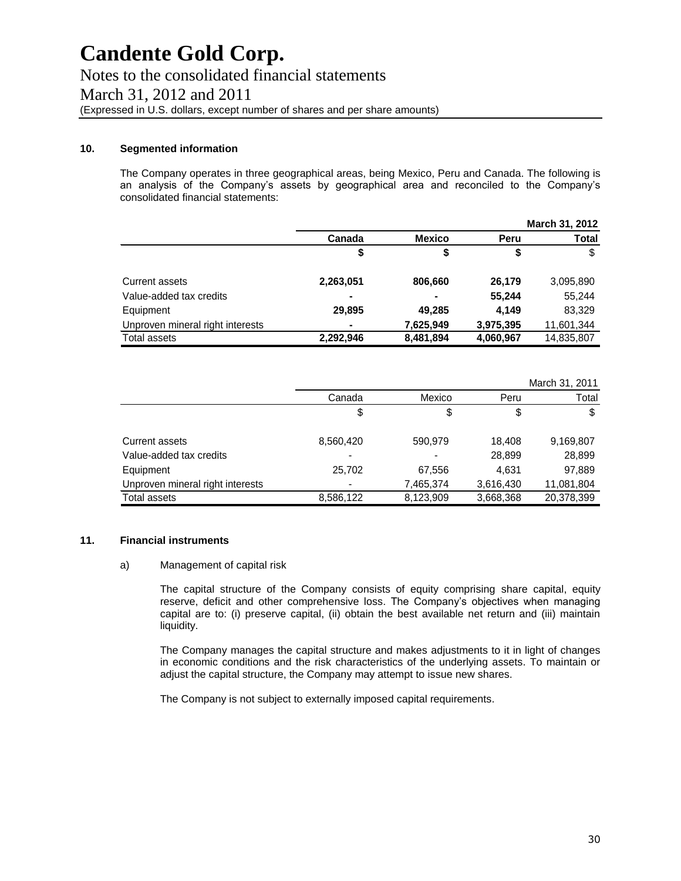# Candente Gold Corp.

Notes to the consolidated financial statements

March 31, 2012 and 2011

(Expressed in U.S. dollars, except number of shares and per share amounts)

## 10. Segmented information

The Company operates in three geographical areas, being Mexico, Peru and Canada. The following is an analysis of the Company's assets by geographical area and reconciled to the Company's consolidated financial statements:

| | | | | **March 31, 2012** |
|---|---|---|---|---|
| | **Canada** | **Mexico** | **Peru** | **Total** |
| | **$** | **$** | **$** | $ |
| Current assets | **2,263,051** | **806,660** | **26,179** | 3,095,890 |
| Value-added tax credits | **-** | **-** | **55,244** | 55,244 |
| Equipment | **29,895** | **49,285** | **4,149** | 83,329 |
| Unproven mineral right interests | **-** | **7,625,949** | **3,975,395** | 11,601,344 |
| Total assets | **2,292,946** | **8,481,894** | **4,060,967** | 14,835,807 |

| | | | | March 31, 2011 |
|---|---|---|---|---|
| | Canada | Mexico | Peru | Total |
| | $ | $ | $ | $ |
| Current assets | 8,560,420 | 590,979 | 18,408 | 9,169,807 |
| Value-added tax credits | - | - | 28,899 | 28,899 |
| Equipment | 25,702 | 67,556 | 4,631 | 97,889 |
| Unproven mineral right interests | - | 7,465,374 | 3,616,430 | 11,081,804 |
| Total assets | 8,586,122 | 8,123,909 | 3,668,368 | 20,378,399 |

## 11. Financial instruments

a) Management of capital risk

The capital structure of the Company consists of equity comprising share capital, equity reserve, deficit and other comprehensive loss. The Company's objectives when managing capital are to: (i) preserve capital, (ii) obtain the best available net return and (iii) maintain liquidity.

The Company manages the capital structure and makes adjustments to it in light of changes in economic conditions and the risk characteristics of the underlying assets. To maintain or adjust the capital structure, the Company may attempt to issue new shares.

The Company is not subject to externally imposed capital requirements.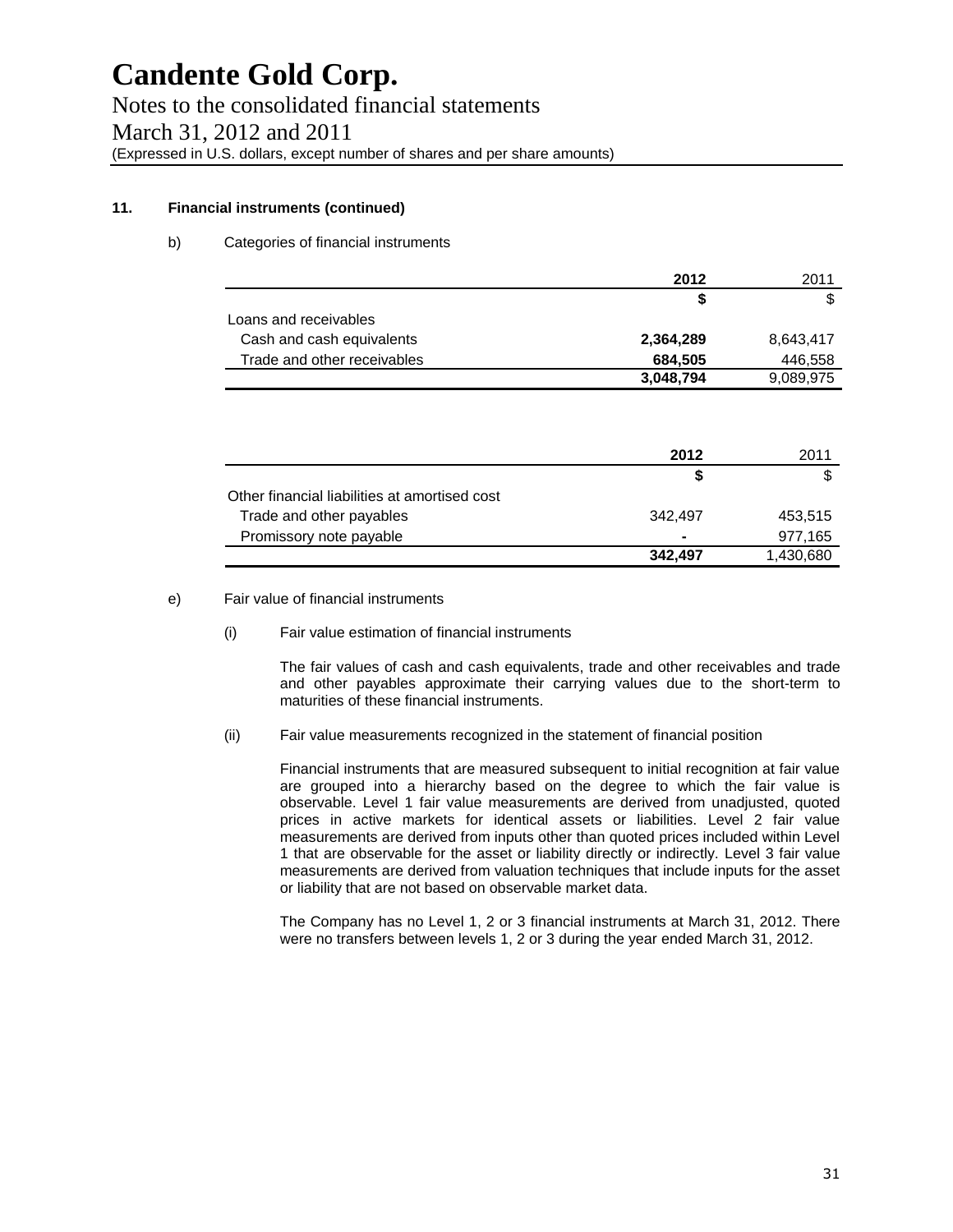# Candente Gold Corp.

Notes to the consolidated financial statements

March 31, 2012 and 2011

(Expressed in U.S. dollars, except number of shares and per share amounts)

**11. Financial instruments (continued)**

b) Categories of financial instruments

| | **2012** | 2011 |
|---|---|---|
| | **$** | $ |
| Loans and receivables | | |
| Cash and cash equivalents | **2,364,289** | 8,643,417 |
| Trade and other receivables | **684,505** | 446,558 |
| | **3,048,794** | 9,089,975 |

| | **2012** | 2011 |
|---|---|---|
| | **$** | $ |
| Other financial liabilities at amortised cost | | |
| Trade and other payables | 342,497 | 453,515 |
| Promissory note payable | **-** | 977,165 |
| | **342,497** | 1,430,680 |

e) Fair value of financial instruments

(i) Fair value estimation of financial instruments

The fair values of cash and cash equivalents, trade and other receivables and trade and other payables approximate their carrying values due to the short-term to maturities of these financial instruments.

(ii) Fair value measurements recognized in the statement of financial position

Financial instruments that are measured subsequent to initial recognition at fair value are grouped into a hierarchy based on the degree to which the fair value is observable. Level 1 fair value measurements are derived from unadjusted, quoted prices in active markets for identical assets or liabilities. Level 2 fair value measurements are derived from inputs other than quoted prices included within Level 1 that are observable for the asset or liability directly or indirectly. Level 3 fair value measurements are derived from valuation techniques that include inputs for the asset or liability that are not based on observable market data.

The Company has no Level 1, 2 or 3 financial instruments at March 31, 2012. There were no transfers between levels 1, 2 or 3 during the year ended March 31, 2012.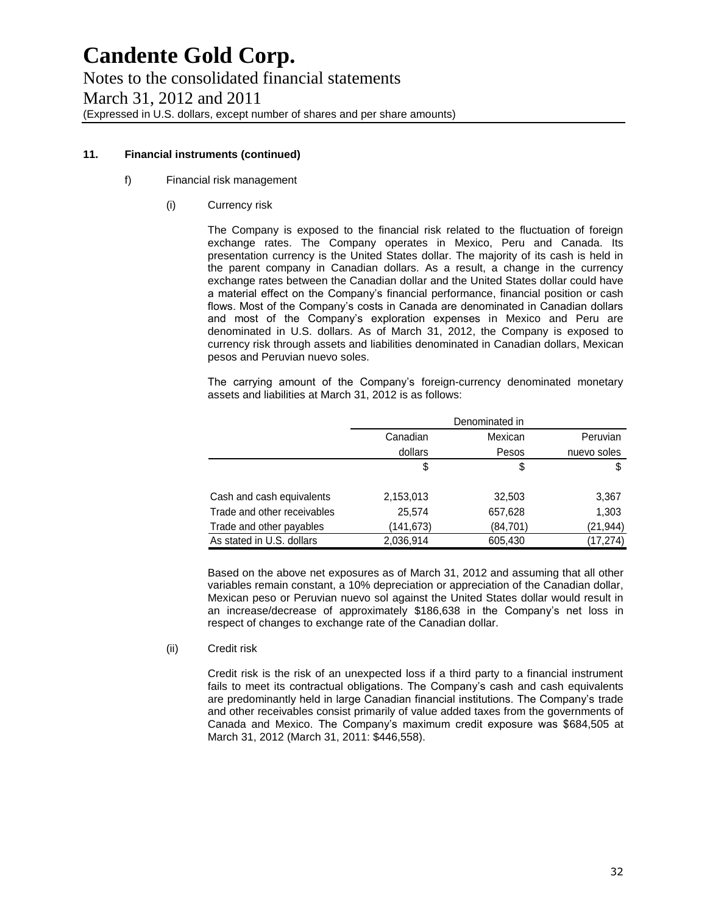# Candente Gold Corp.

Notes to the consolidated financial statements

March 31, 2012 and 2011

(Expressed in U.S. dollars, except number of shares and per share amounts)

**11. Financial instruments (continued)**

f) Financial risk management

(i) Currency risk

The Company is exposed to the financial risk related to the fluctuation of foreign exchange rates. The Company operates in Mexico, Peru and Canada. Its presentation currency is the United States dollar. The majority of its cash is held in the parent company in Canadian dollars. As a result, a change in the currency exchange rates between the Canadian dollar and the United States dollar could have a material effect on the Company's financial performance, financial position or cash flows. Most of the Company's costs in Canada are denominated in Canadian dollars and most of the Company's exploration expenses in Mexico and Peru are denominated in U.S. dollars. As of March 31, 2012, the Company is exposed to currency risk through assets and liabilities denominated in Canadian dollars, Mexican pesos and Peruvian nuevo soles.

The carrying amount of the Company's foreign-currency denominated monetary assets and liabilities at March 31, 2012 is as follows:

| | Denominated in | | |
|---|---|---|---|
| | Canadian dollars | Mexican Pesos | Peruvian nuevo soles |
| | $ | $ | $ |
| Cash and cash equivalents | 2,153,013 | 32,503 | 3,367 |
| Trade and other receivables | 25,574 | 657,628 | 1,303 |
| Trade and other payables | (141,673) | (84,701) | (21,944) |
| As stated in U.S. dollars | 2,036,914 | 605,430 | (17,274) |

Based on the above net exposures as of March 31, 2012 and assuming that all other variables remain constant, a 10% depreciation or appreciation of the Canadian dollar, Mexican peso or Peruvian nuevo sol against the United States dollar would result in an increase/decrease of approximately $186,638 in the Company's net loss in respect of changes to exchange rate of the Canadian dollar.

(ii) Credit risk

Credit risk is the risk of an unexpected loss if a third party to a financial instrument fails to meet its contractual obligations. The Company's cash and cash equivalents are predominantly held in large Canadian financial institutions. The Company's trade and other receivables consist primarily of value added taxes from the governments of Canada and Mexico. The Company's maximum credit exposure was $684,505 at March 31, 2012 (March 31, 2011: $446,558).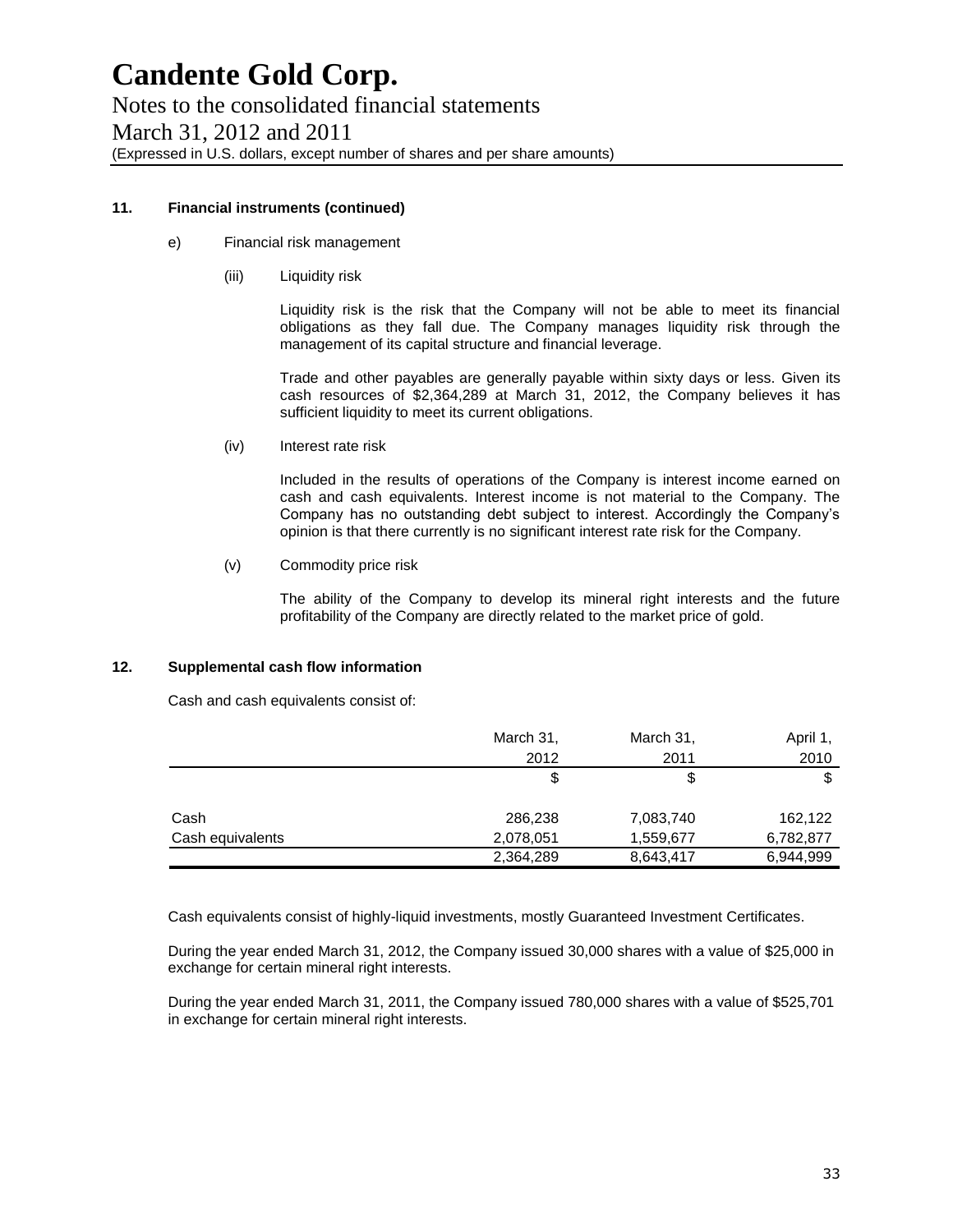# Candente Gold Corp.

Notes to the consolidated financial statements

March 31, 2012 and 2011

(Expressed in U.S. dollars, except number of shares and per share amounts)

**11. Financial instruments (continued)**

e) Financial risk management

(iii) Liquidity risk

Liquidity risk is the risk that the Company will not be able to meet its financial obligations as they fall due. The Company manages liquidity risk through the management of its capital structure and financial leverage.

Trade and other payables are generally payable within sixty days or less. Given its cash resources of $2,364,289 at March 31, 2012, the Company believes it has sufficient liquidity to meet its current obligations.

(iv) Interest rate risk

Included in the results of operations of the Company is interest income earned on cash and cash equivalents. Interest income is not material to the Company. The Company has no outstanding debt subject to interest. Accordingly the Company's opinion is that there currently is no significant interest rate risk for the Company.

(v) Commodity price risk

The ability of the Company to develop its mineral right interests and the future profitability of the Company are directly related to the market price of gold.

**12. Supplemental cash flow information**

Cash and cash equivalents consist of:

| | March 31, 2012 | March 31, 2011 | April 1, 2010 |
|---|---|---|---|
| | $ | $ | $ |
| Cash | 286,238 | 7,083,740 | 162,122 |
| Cash equivalents | 2,078,051 | 1,559,677 | 6,782,877 |
| | 2,364,289 | 8,643,417 | 6,944,999 |

Cash equivalents consist of highly-liquid investments, mostly Guaranteed Investment Certificates.

During the year ended March 31, 2012, the Company issued 30,000 shares with a value of $25,000 in exchange for certain mineral right interests.

During the year ended March 31, 2011, the Company issued 780,000 shares with a value of $525,701 in exchange for certain mineral right interests.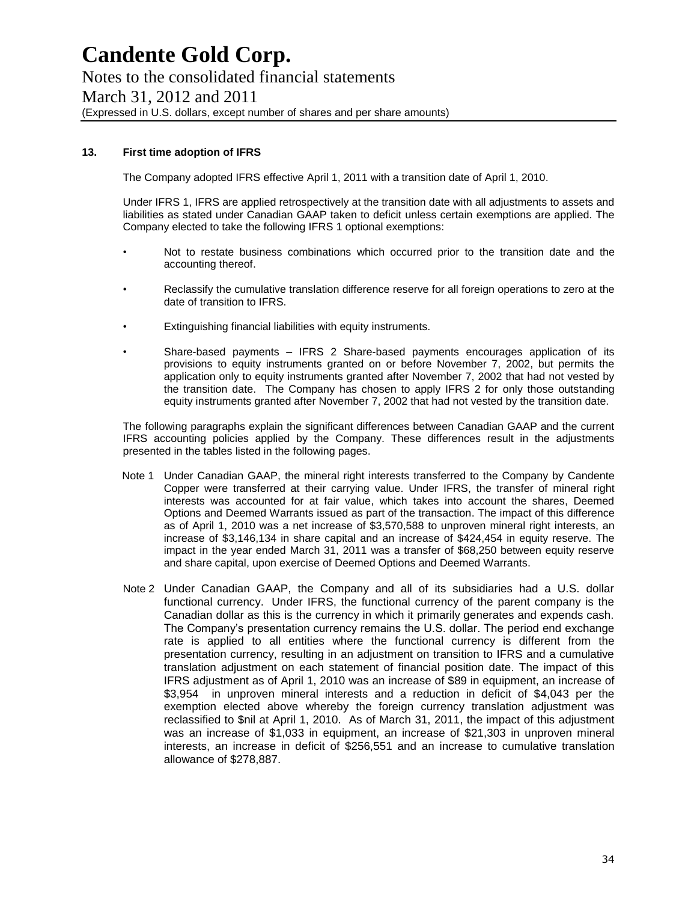# Candente Gold Corp.

Notes to the consolidated financial statements

March 31, 2012 and 2011

(Expressed in U.S. dollars, except number of shares and per share amounts)

**13. First time adoption of IFRS**

The Company adopted IFRS effective April 1, 2011 with a transition date of April 1, 2010.

Under IFRS 1, IFRS are applied retrospectively at the transition date with all adjustments to assets and liabilities as stated under Canadian GAAP taken to deficit unless certain exemptions are applied. The Company elected to take the following IFRS 1 optional exemptions:

- Not to restate business combinations which occurred prior to the transition date and the accounting thereof.
- Reclassify the cumulative translation difference reserve for all foreign operations to zero at the date of transition to IFRS.
- Extinguishing financial liabilities with equity instruments.
- Share-based payments – IFRS 2 Share-based payments encourages application of its provisions to equity instruments granted on or before November 7, 2002, but permits the application only to equity instruments granted after November 7, 2002 that had not vested by the transition date. The Company has chosen to apply IFRS 2 for only those outstanding equity instruments granted after November 7, 2002 that had not vested by the transition date.

The following paragraphs explain the significant differences between Canadian GAAP and the current IFRS accounting policies applied by the Company. These differences result in the adjustments presented in the tables listed in the following pages.

Note 1 Under Canadian GAAP, the mineral right interests transferred to the Company by Candente Copper were transferred at their carrying value. Under IFRS, the transfer of mineral right interests was accounted for at fair value, which takes into account the shares, Deemed Options and Deemed Warrants issued as part of the transaction. The impact of this difference as of April 1, 2010 was a net increase of $3,570,588 to unproven mineral right interests, an increase of $3,146,134 in share capital and an increase of $424,454 in equity reserve. The impact in the year ended March 31, 2011 was a transfer of $68,250 between equity reserve and share capital, upon exercise of Deemed Options and Deemed Warrants.

Note 2 Under Canadian GAAP, the Company and all of its subsidiaries had a U.S. dollar functional currency. Under IFRS, the functional currency of the parent company is the Canadian dollar as this is the currency in which it primarily generates and expends cash. The Company's presentation currency remains the U.S. dollar. The period end exchange rate is applied to all entities where the functional currency is different from the presentation currency, resulting in an adjustment on transition to IFRS and a cumulative translation adjustment on each statement of financial position date. The impact of this IFRS adjustment as of April 1, 2010 was an increase of $89 in equipment, an increase of $3,954 in unproven mineral interests and a reduction in deficit of $4,043 per the exemption elected above whereby the foreign currency translation adjustment was reclassified to $nil at April 1, 2010. As of March 31, 2011, the impact of this adjustment was an increase of $1,033 in equipment, an increase of $21,303 in unproven mineral interests, an increase in deficit of $256,551 and an increase to cumulative translation allowance of $278,887.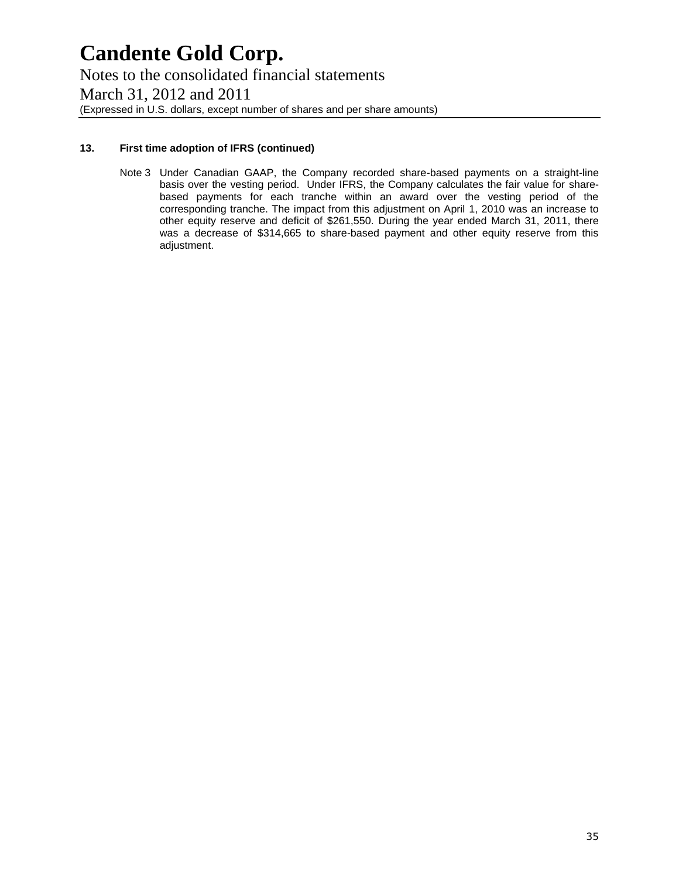**13. First time adoption of IFRS (continued)**

Note 3 Under Canadian GAAP, the Company recorded share-based payments on a straight-line basis over the vesting period. Under IFRS, the Company calculates the fair value for share-based payments for each tranche within an award over the vesting period of the corresponding tranche. The impact from this adjustment on April 1, 2010 was an increase to other equity reserve and deficit of $261,550. During the year ended March 31, 2011, there was a decrease of $314,665 to share-based payment and other equity reserve from this adjustment.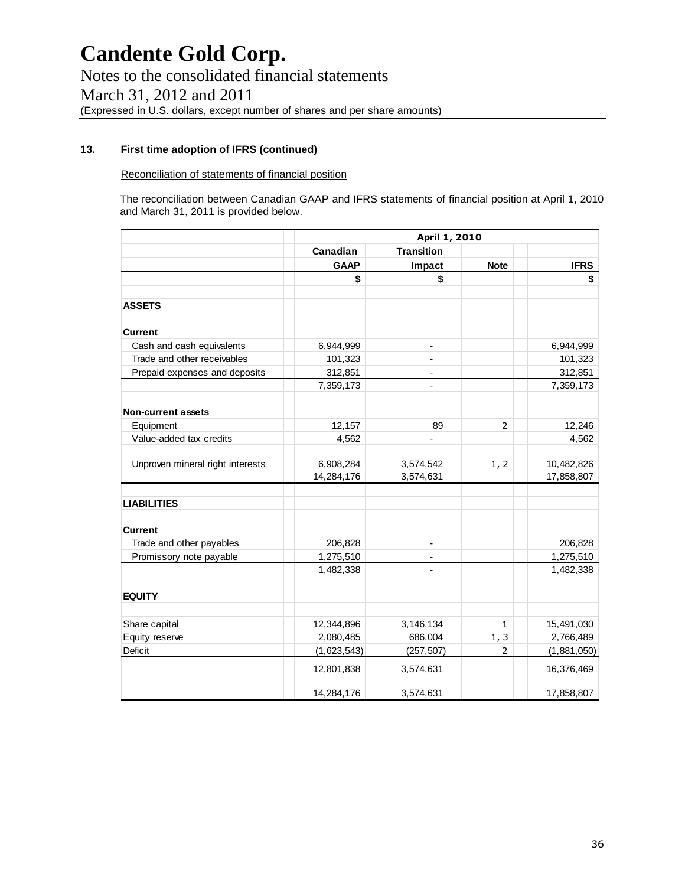# Candente Gold Corp.

Notes to the consolidated financial statements

March 31, 2012 and 2011

(Expressed in U.S. dollars, except number of shares and per share amounts)

### 13. First time adoption of IFRS (continued)

Reconciliation of statements of financial position

The reconciliation between Canadian GAAP and IFRS statements of financial position at April 1, 2010 and March 31, 2011 is provided below.

| | April 1, 2010 | | | |
|---|---|---|---|---|
| | Canadian GAAP | Transition Impact | Note | IFRS |
| | $ | $ | | $ |
| **ASSETS** | | | | |
| **Current** | | | | |
| Cash and cash equivalents | 6,944,999 | - | | 6,944,999 |
| Trade and other receivables | 101,323 | - | | 101,323 |
| Prepaid expenses and deposits | 312,851 | - | | 312,851 |
| | 7,359,173 | - | | 7,359,173 |
| **Non-current assets** | | | | |
| Equipment | 12,157 | 89 | 2 | 12,246 |
| Value-added tax credits | 4,562 | - | | 4,562 |
| Unproven mineral right interests | 6,908,284 | 3,574,542 | 1, 2 | 10,482,826 |
| | 14,284,176 | 3,574,631 | | 17,858,807 |
| **LIABILITIES** | | | | |
| **Current** | | | | |
| Trade and other payables | 206,828 | - | | 206,828 |
| Promissory note payable | 1,275,510 | - | | 1,275,510 |
| | 1,482,338 | - | | 1,482,338 |
| **EQUITY** | | | | |
| Share capital | 12,344,896 | 3,146,134 | 1 | 15,491,030 |
| Equity reserve | 2,080,485 | 686,004 | 1, 3 | 2,766,489 |
| Deficit | (1,623,543) | (257,507) | 2 | (1,881,050) |
| | 12,801,838 | 3,574,631 | | 16,376,469 |
| | 14,284,176 | 3,574,631 | | 17,858,807 |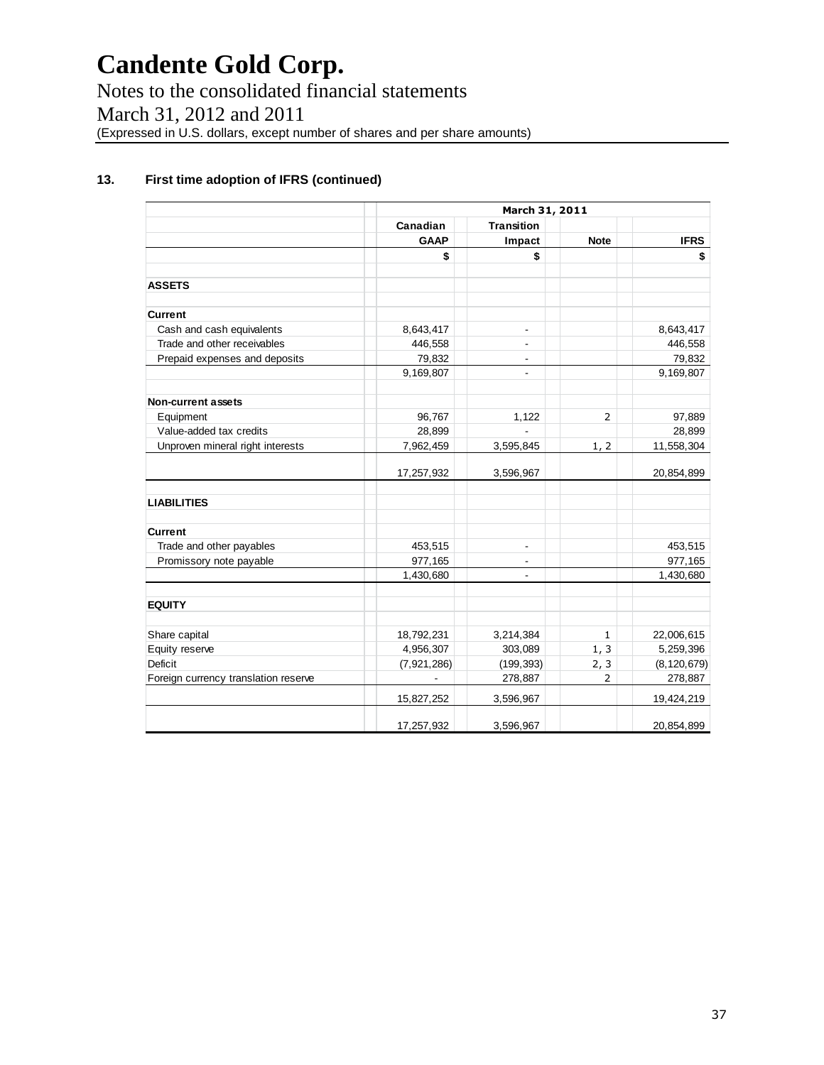# Candente Gold Corp.

Notes to the consolidated financial statements

March 31, 2012 and 2011

(Expressed in U.S. dollars, except number of shares and per share amounts)

## 13. First time adoption of IFRS (continued)

| | March 31, 2011 | | | |
|---|---|---|---|---|
| | Canadian GAAP | Transition Impact | Note | IFRS |
| | $ | $ | | $ |
| **ASSETS** | | | | |
| **Current** | | | | |
| Cash and cash equivalents | 8,643,417 | - | | 8,643,417 |
| Trade and other receivables | 446,558 | - | | 446,558 |
| Prepaid expenses and deposits | 79,832 | - | | 79,832 |
| | 9,169,807 | - | | 9,169,807 |
| **Non-current assets** | | | | |
| Equipment | 96,767 | 1,122 | 2 | 97,889 |
| Value-added tax credits | 28,899 | - | | 28,899 |
| Unproven mineral right interests | 7,962,459 | 3,595,845 | 1, 2 | 11,558,304 |
| | 17,257,932 | 3,596,967 | | 20,854,899 |
| **LIABILITIES** | | | | |
| **Current** | | | | |
| Trade and other payables | 453,515 | - | | 453,515 |
| Promissory note payable | 977,165 | - | | 977,165 |
| | 1,430,680 | - | | 1,430,680 |
| **EQUITY** | | | | |
| Share capital | 18,792,231 | 3,214,384 | 1 | 22,006,615 |
| Equity reserve | 4,956,307 | 303,089 | 1, 3 | 5,259,396 |
| Deficit | (7,921,286) | (199,393) | 2, 3 | (8,120,679) |
| Foreign currency translation reserve | - | 278,887 | 2 | 278,887 |
| | 15,827,252 | 3,596,967 | | 19,424,219 |
| | 17,257,932 | 3,596,967 | | 20,854,899 |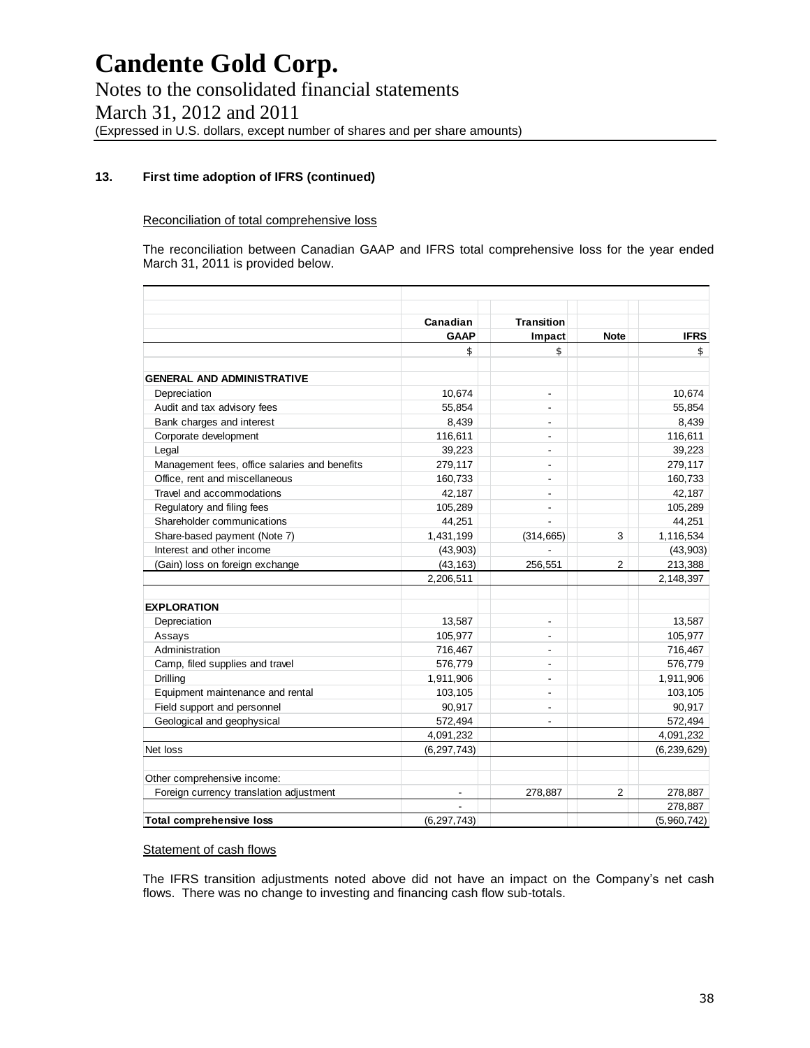# Candente Gold Corp.

Notes to the consolidated financial statements
March 31, 2012 and 2011
(Expressed in U.S. dollars, except number of shares and per share amounts)

### 13. First time adoption of IFRS (continued)

Reconciliation of total comprehensive loss

The reconciliation between Canadian GAAP and IFRS total comprehensive loss for the year ended March 31, 2011 is provided below.

| | Canadian GAAP | Transition Impact | Note | IFRS |
|---|---|---|---|---|
| | $ | $ | | $ |
| **GENERAL AND ADMINISTRATIVE** | | | | |
| Depreciation | 10,674 | - | | 10,674 |
| Audit and tax advisory fees | 55,854 | - | | 55,854 |
| Bank charges and interest | 8,439 | - | | 8,439 |
| Corporate development | 116,611 | - | | 116,611 |
| Legal | 39,223 | - | | 39,223 |
| Management fees, office salaries and benefits | 279,117 | - | | 279,117 |
| Office, rent and miscellaneous | 160,733 | - | | 160,733 |
| Travel and accommodations | 42,187 | - | | 42,187 |
| Regulatory and filing fees | 105,289 | - | | 105,289 |
| Shareholder communications | 44,251 | - | | 44,251 |
| Share-based payment (Note 7) | 1,431,199 | (314,665) | 3 | 1,116,534 |
| Interest and other income | (43,903) | - | | (43,903) |
| (Gain) loss on foreign exchange | (43,163) | 256,551 | 2 | 213,388 |
| | 2,206,511 | | | 2,148,397 |
| **EXPLORATION** | | | | |
| Depreciation | 13,587 | - | | 13,587 |
| Assays | 105,977 | - | | 105,977 |
| Administration | 716,467 | - | | 716,467 |
| Camp, filed supplies and travel | 576,779 | - | | 576,779 |
| Drilling | 1,911,906 | - | | 1,911,906 |
| Equipment maintenance and rental | 103,105 | - | | 103,105 |
| Field support and personnel | 90,917 | - | | 90,917 |
| Geological and geophysical | 572,494 | - | | 572,494 |
| | 4,091,232 | | | 4,091,232 |
| Net loss | (6,297,743) | | | (6,239,629) |
| Other comprehensive income: | | | | |
| Foreign currency translation adjustment | - | 278,887 | 2 | 278,887 |
| | - | | | 278,887 |
| **Total comprehensive loss** | (6,297,743) | | | (5,960,742) |

Statement of cash flows

The IFRS transition adjustments noted above did not have an impact on the Company's net cash flows. There was no change to investing and financing cash flow sub-totals.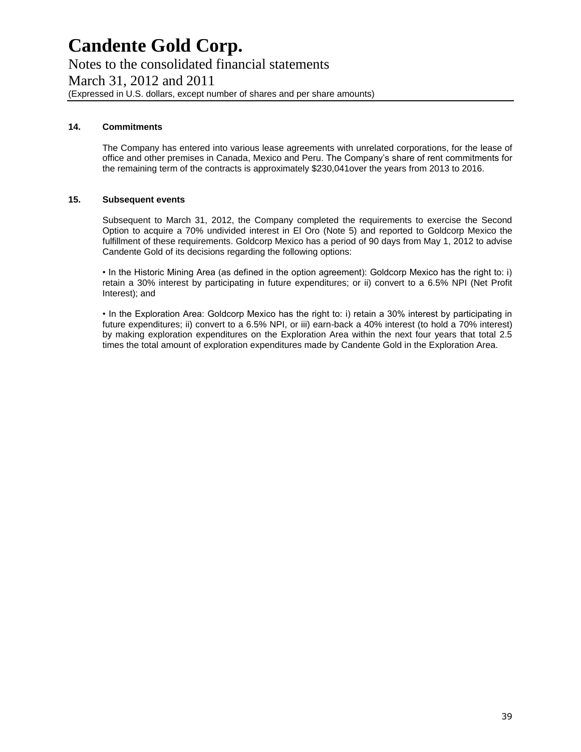# Candente Gold Corp.

Notes to the consolidated financial statements

March 31, 2012 and 2011

(Expressed in U.S. dollars, except number of shares and per share amounts)

## 14. Commitments

The Company has entered into various lease agreements with unrelated corporations, for the lease of office and other premises in Canada, Mexico and Peru. The Company's share of rent commitments for the remaining term of the contracts is approximately $230,041over the years from 2013 to 2016.

## 15. Subsequent events

Subsequent to March 31, 2012, the Company completed the requirements to exercise the Second Option to acquire a 70% undivided interest in El Oro (Note 5) and reported to Goldcorp Mexico the fulfillment of these requirements. Goldcorp Mexico has a period of 90 days from May 1, 2012 to advise Candente Gold of its decisions regarding the following options:

• In the Historic Mining Area (as defined in the option agreement): Goldcorp Mexico has the right to: i) retain a 30% interest by participating in future expenditures; or ii) convert to a 6.5% NPI (Net Profit Interest); and

• In the Exploration Area: Goldcorp Mexico has the right to: i) retain a 30% interest by participating in future expenditures; ii) convert to a 6.5% NPI, or iii) earn-back a 40% interest (to hold a 70% interest) by making exploration expenditures on the Exploration Area within the next four years that total 2.5 times the total amount of exploration expenditures made by Candente Gold in the Exploration Area.